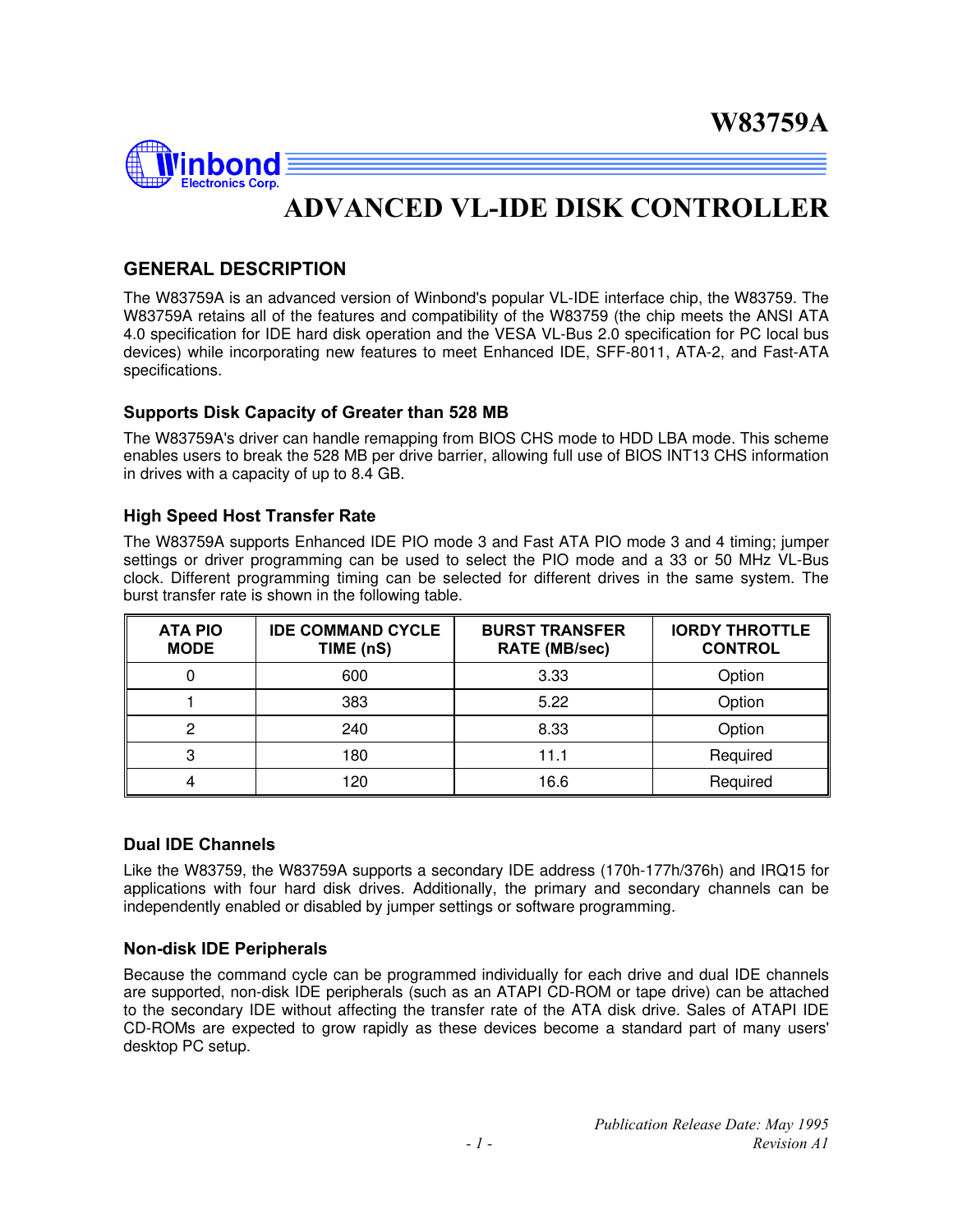# W83759A

# ADVANCED VL-IDE DISK CONTROLLER

## GENERAL DESCRIPTION

The W83759A is an advanced version of Winbond's popular VL-IDE interface chip, the W83759. The W83759A retains all of the features and compatibility of the W83759 (the chip meets the ANSI ATA 4.0 specification for IDE hard disk operation and the VESA VL-Bus 2.0 specification for PC local bus devices) while incorporating new features to meet Enhanced IDE, SFF-8011, ATA-2, and Fast-ATA specifications.

### Supports Disk Capacity of Greater than 528 MB

The W83759A's driver can handle remapping from BIOS CHS mode to HDD LBA mode. This scheme enables users to break the 528 MB per drive barrier, allowing full use of BIOS INT13 CHS information in drives with a capacity of up to 8.4 GB.

### High Speed Host Transfer Rate

The W83759A supports Enhanced IDE PIO mode 3 and Fast ATA PIO mode 3 and 4 timing; jumper settings or driver programming can be used to select the PIO mode and a 33 or 50 MHz VL-Bus clock. Different programming timing can be selected for different drives in the same system. The burst transfer rate is shown in the following table.

| ATA PIO MODE | IDE COMMAND CYCLE TIME (nS) | BURST TRANSFER RATE (MB/sec) | IORDY THROTTLE CONTROL |
|---|---|---|---|
| 0 | 600 | 3.33 | Option |
| 1 | 383 | 5.22 | Option |
| 2 | 240 | 8.33 | Option |
| 3 | 180 | 11.1 | Required |
| 4 | 120 | 16.6 | Required |

### Dual IDE Channels

Like the W83759, the W83759A supports a secondary IDE address (170h-177h/376h) and IRQ15 for applications with four hard disk drives. Additionally, the primary and secondary channels can be independently enabled or disabled by jumper settings or software programming.

### Non-disk IDE Peripherals

Because the command cycle can be programmed individually for each drive and dual IDE channels are supported, non-disk IDE peripherals (such as an ATAPI CD-ROM or tape drive) can be attached to the secondary IDE without affecting the transfer rate of the ATA disk drive. Sales of ATAPI IDE CD-ROMs are expected to grow rapidly as these devices become a standard part of many users' desktop PC setup.

*Publication Release Date: May 1995*
*Revision A1*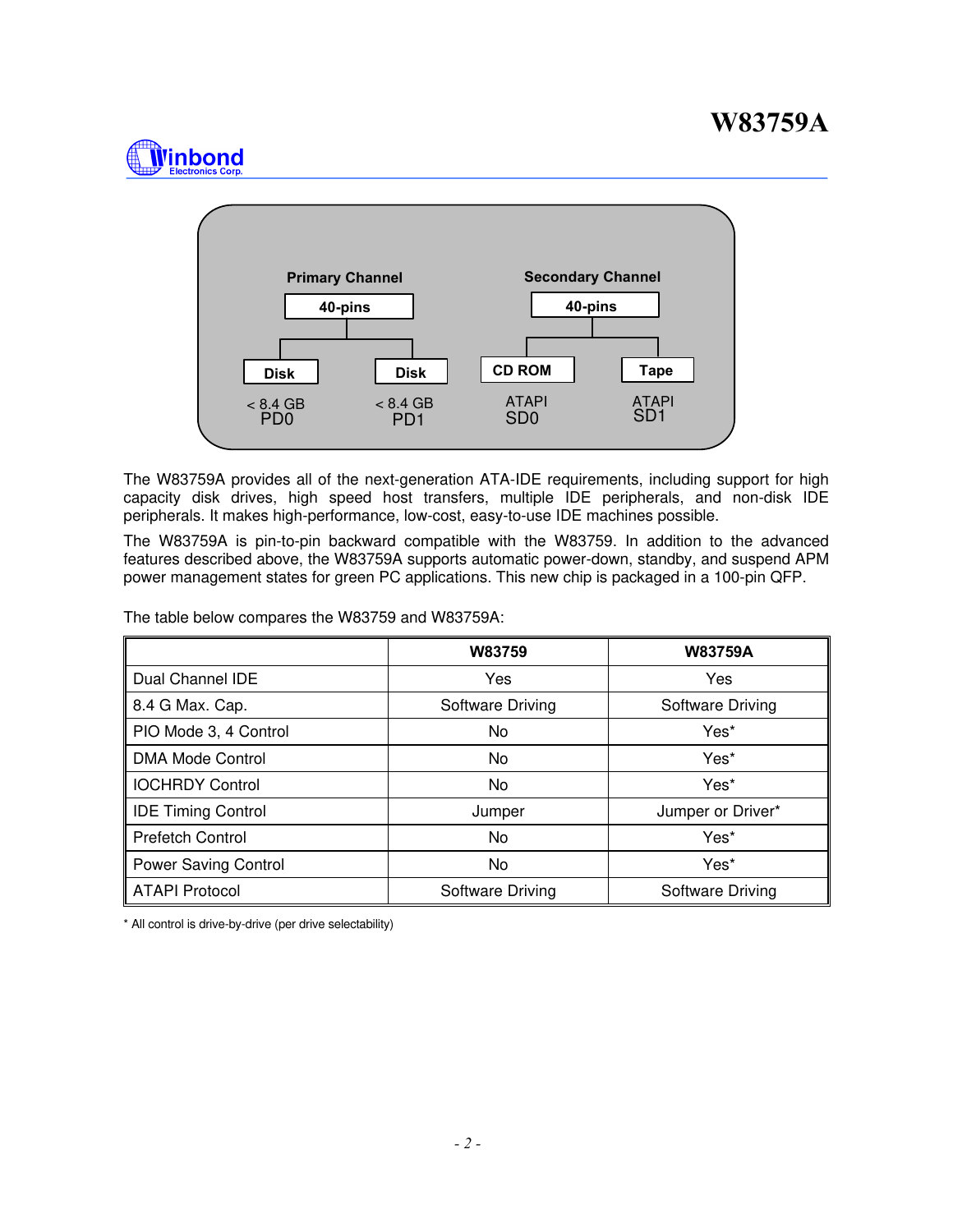Primary Channel

40-pins

Disk — < 8.4 GB PD0

Disk — < 8.4 GB PD1

Secondary Channel

40-pins

CD ROM — ATAPI SD0

Tape — ATAPI SD1

The W83759A provides all of the next-generation ATA-IDE requirements, including support for high capacity disk drives, high speed host transfers, multiple IDE peripherals, and non-disk IDE peripherals. It makes high-performance, low-cost, easy-to-use IDE machines possible.

The W83759A is pin-to-pin backward compatible with the W83759. In addition to the advanced features described above, the W83759A supports automatic power-down, standby, and suspend APM power management states for green PC applications. This new chip is packaged in a 100-pin QFP.

The table below compares the W83759 and W83759A:

| | W83759 | W83759A |
|---|---|---|
| Dual Channel IDE | Yes | Yes |
| 8.4 G Max. Cap. | Software Driving | Software Driving |
| PIO Mode 3, 4 Control | No | Yes* |
| DMA Mode Control | No | Yes* |
| IOCHRDY Control | No | Yes* |
| IDE Timing Control | Jumper | Jumper or Driver* |
| Prefetch Control | No | Yes* |
| Power Saving Control | No | Yes* |
| ATAPI Protocol | Software Driving | Software Driving |

* All control is drive-by-drive (per drive selectability)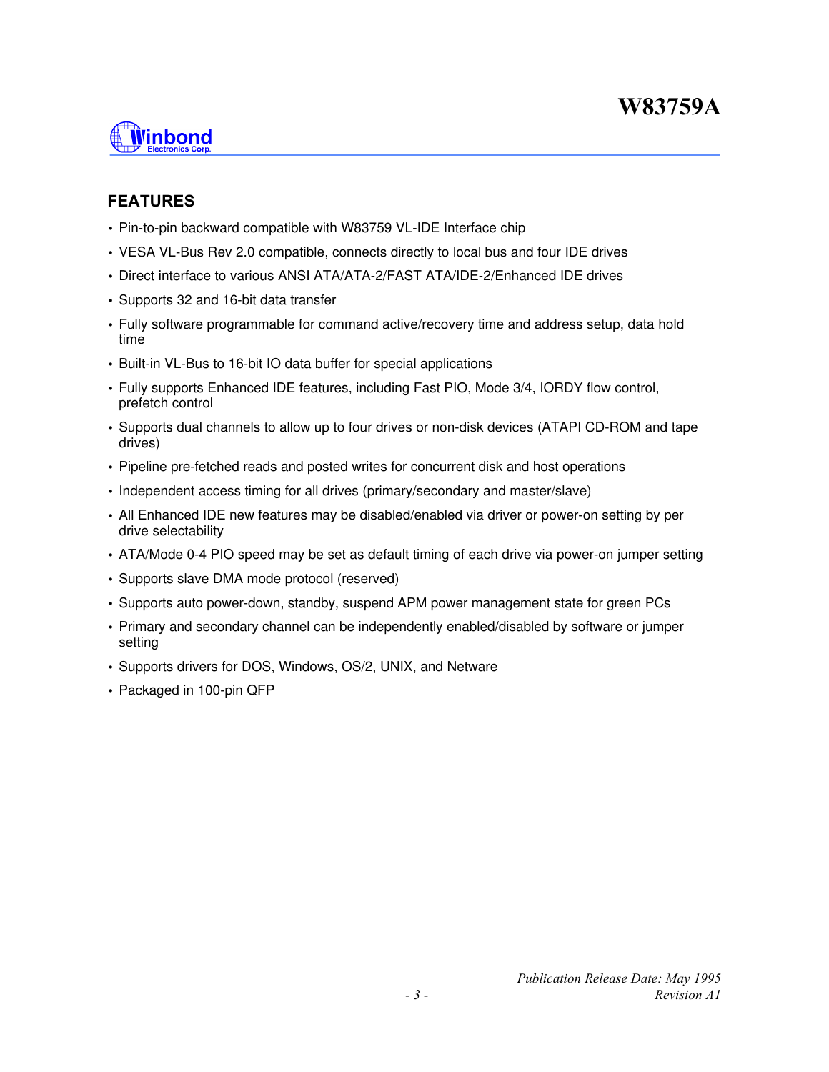## FEATURES

- Pin-to-pin backward compatible with W83759 VL-IDE Interface chip
- VESA VL-Bus Rev 2.0 compatible, connects directly to local bus and four IDE drives
- Direct interface to various ANSI ATA/ATA-2/FAST ATA/IDE-2/Enhanced IDE drives
- Supports 32 and 16-bit data transfer
- Fully software programmable for command active/recovery time and address setup, data hold time
- Built-in VL-Bus to 16-bit IO data buffer for special applications
- Fully supports Enhanced IDE features, including Fast PIO, Mode 3/4, IORDY flow control, prefetch control
- Supports dual channels to allow up to four drives or non-disk devices (ATAPI CD-ROM and tape drives)
- Pipeline pre-fetched reads and posted writes for concurrent disk and host operations
- Independent access timing for all drives (primary/secondary and master/slave)
- All Enhanced IDE new features may be disabled/enabled via driver or power-on setting by per drive selectability
- ATA/Mode 0-4 PIO speed may be set as default timing of each drive via power-on jumper setting
- Supports slave DMA mode protocol (reserved)
- Supports auto power-down, standby, suspend APM power management state for green PCs
- Primary and secondary channel can be independently enabled/disabled by software or jumper setting
- Supports drivers for DOS, Windows, OS/2, UNIX, and Netware
- Packaged in 100-pin QFP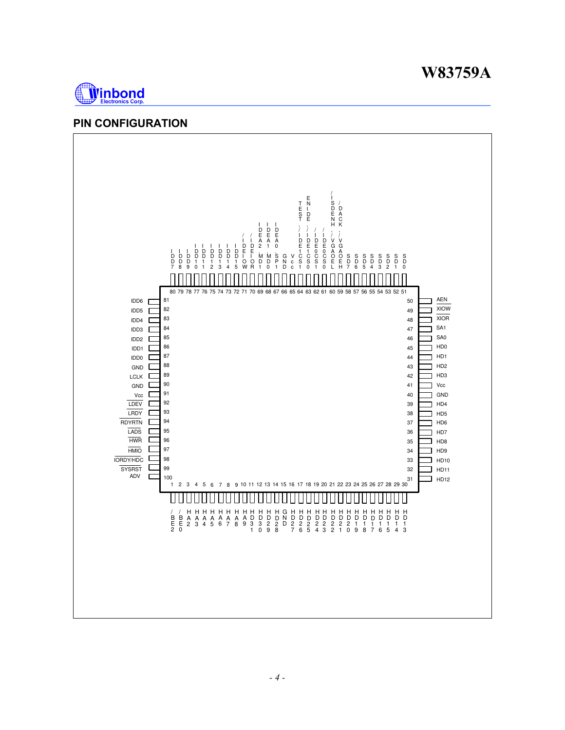## PIN CONFIGURATION

| Pin | Name | Pin | Name |
|---|---|---|---|
| 1 | /BE2 | 51 | SD0 |
| 2 | /BE0 | 52 | SD1 |
| 3 | HA2 | 53 | SD2 |
| 4 | HA3 | 54 | SD3 |
| 5 | HA4 | 55 | SD4 |
| 6 | HA5 | 56 | SD5 |
| 7 | HA6 | 57 | SD6 |
| 8 | HA7 | 58 | SD7 |
| 9 | HA8 | 59 | /DACK, /VGAOEH |
| 10 | HA9 | 60 | /ISDENH, /VGAOEL |
| 11 | HD31 | 61 | /IDE0CS0 |
| 12 | HD30 | 62 | /IDE0CS1 |
| 13 | HD29 | 63 | ENIDE, /IDE1CS0 |
| 14 | HD28 | 64 | TEST, /IDE1CS1 |
| 15 | GND | 65 | Vcc |
| 16 | HD27 | 66 | GND |
| 17 | HD26 | 67 | IDEA0, SP1 |
| 18 | HD25 | 68 | IDEA1, MD0 |
| 19 | HD24 | 69 | IDEA2, MD1 |
| 20 | HD23 | 70 | /IDEIOR |
| 21 | HD22 | 71 | /IDEIOW |
| 22 | HD21 | 72 | IDD15 |
| 23 | HD20 | 73 | IDD14 |
| 24 | HD19 | 74 | IDD13 |
| 25 | HD18 | 75 | IDD12 |
| 26 | HD17 | 76 | IDD11 |
| 27 | HD16 | 77 | IDD10 |
| 28 | HD15 | 78 | IDD9 |
| 29 | HD14 | 79 | IDD8 |
| 30 | HD13 | 80 | IDD7 |
| 31 | HD12 | 81 | IDD6 |
| 32 | HD11 | 82 | IDD5 |
| 33 | HD10 | 83 | IDD4 |
| 34 | HD9 | 84 | IDD3 |
| 35 | HD8 | 85 | IDD2 |
| 36 | HD7 | 86 | IDD1 |
| 37 | HD6 | 87 | IDD0 |
| 38 | HD5 | 88 | GND |
| 39 | HD4 | 89 | LCLK |
| 40 | GND | 90 | GND |
| 41 | Vcc | 91 | Vcc |
| 42 | HD3 | 92 | /LDEV |
| 43 | HD2 | 93 | /LRDY |
| 44 | HD1 | 94 | /RDYRTN |
| 45 | HD0 | 95 | /LADS |
| 46 | SA0 | 96 | /HWR |
| 47 | SA1 | 97 | /HMIO |
| 48 | /XIOR | 98 | /IORDY/HDC |
| 49 | /XIOW | 99 | /SYSRST |
| 50 | /AEN | 100 | ADV |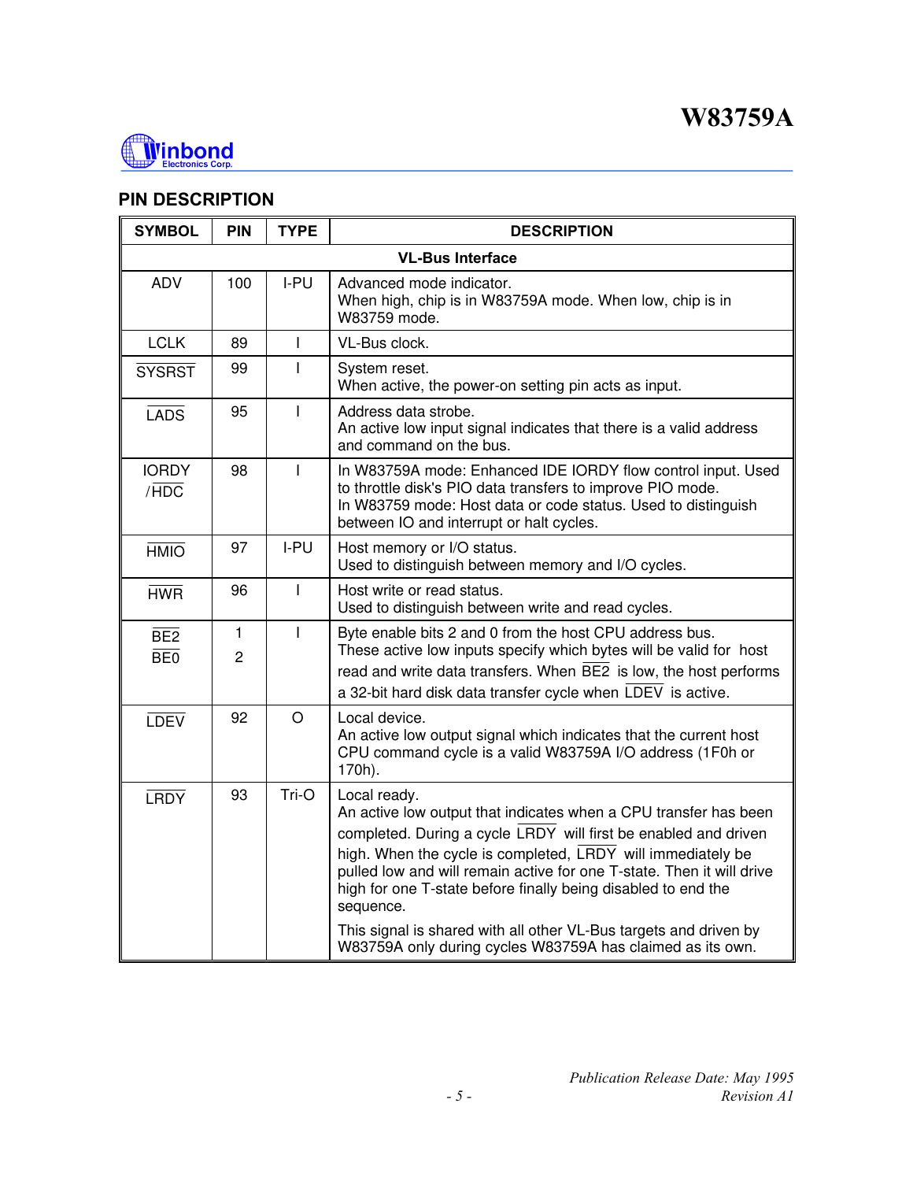## PIN DESCRIPTION

| SYMBOL | PIN | TYPE | DESCRIPTION |
|---|---|---|---|
| **VL-Bus Interface** | | | |
| ADV | 100 | I-PU | Advanced mode indicator.<br>When high, chip is in W83759A mode. When low, chip is in W83759 mode. |
| LCLK | 89 | I | VL-Bus clock. |
| $\overline{\text{SYSRST}}$ | 99 | I | System reset.<br>When active, the power-on setting pin acts as input. |
| $\overline{\text{LADS}}$ | 95 | I | Address data strobe.<br>An active low input signal indicates that there is a valid address and command on the bus. |
| IORDY<br>/$\overline{\text{HDC}}$ | 98 | I | In W83759A mode: Enhanced IDE IORDY flow control input. Used to throttle disk's PIO data transfers to improve PIO mode.<br>In W83759 mode: Host data or code status. Used to distinguish between IO and interrupt or halt cycles. |
| $\overline{\text{HMIO}}$ | 97 | I-PU | Host memory or I/O status.<br>Used to distinguish between memory and I/O cycles. |
| $\overline{\text{HWR}}$ | 96 | I | Host write or read status.<br>Used to distinguish between write and read cycles. |
| $\overline{\text{BE2}}$<br>$\overline{\text{BE0}}$ | 1<br>2 | I | Byte enable bits 2 and 0 from the host CPU address bus.<br>These active low inputs specify which bytes will be valid for host read and write data transfers. When $\overline{\text{BE2}}$ is low, the host performs a 32-bit hard disk data transfer cycle when $\overline{\text{LDEV}}$ is active. |
| $\overline{\text{LDEV}}$ | 92 | O | Local device.<br>An active low output signal which indicates that the current host CPU command cycle is a valid W83759A I/O address (1F0h or 170h). |
| $\overline{\text{LRDY}}$ | 93 | Tri-O | Local ready.<br>An active low output that indicates when a CPU transfer has been completed. During a cycle $\overline{\text{LRDY}}$ will first be enabled and driven high. When the cycle is completed, $\overline{\text{LRDY}}$ will immediately be pulled low and will remain active for one T-state. Then it will drive high for one T-state before finally being disabled to end the sequence.<br>This signal is shared with all other VL-Bus targets and driven by W83759A only during cycles W83759A has claimed as its own. |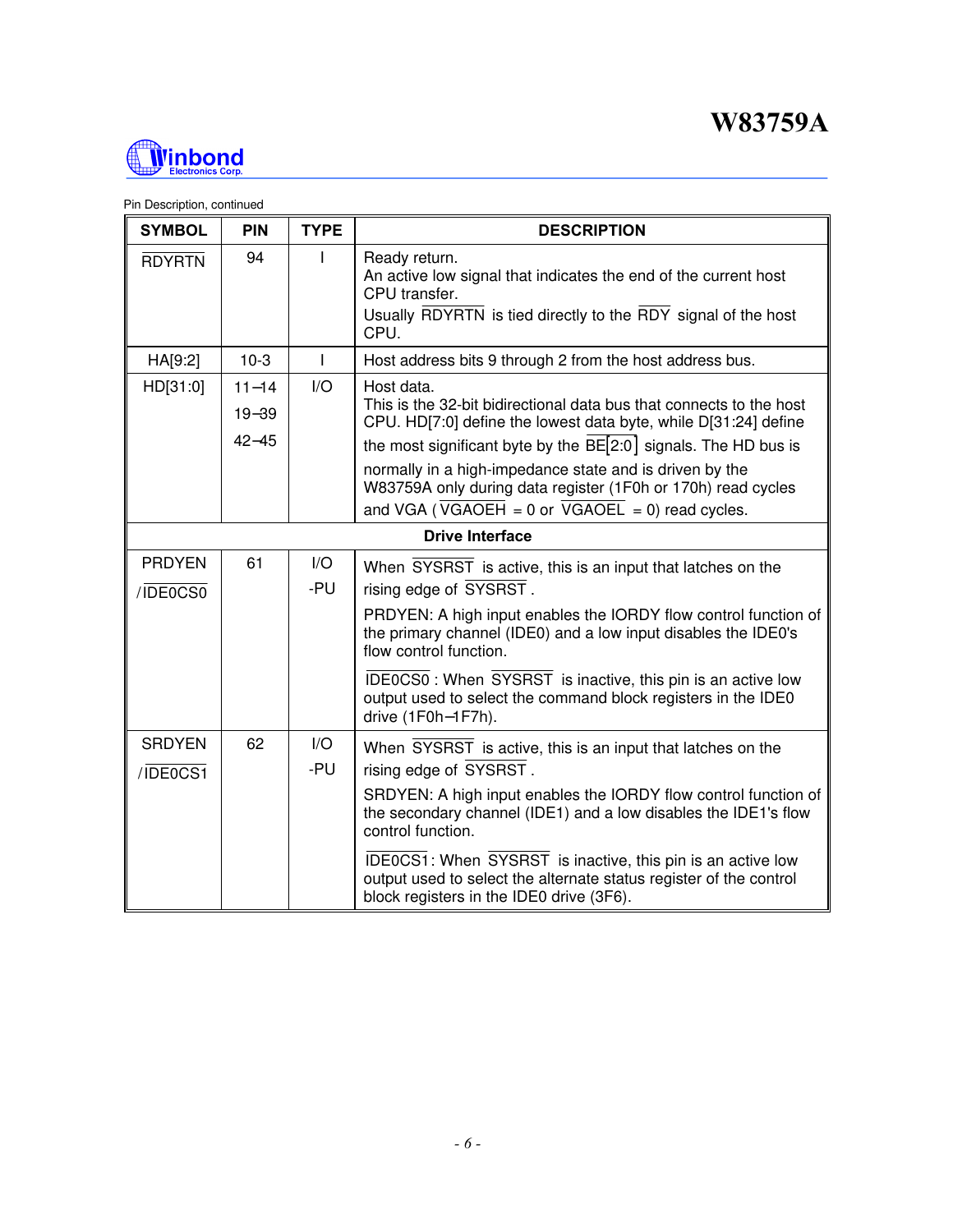Pin Description, continued

| SYMBOL | PIN | TYPE | DESCRIPTION |
|---|---|---|---|
| $\overline{\text{RDYRTN}}$ | 94 | I | Ready return.<br>An active low signal that indicates the end of the current host CPU transfer.<br>Usually $\overline{\text{RDYRTN}}$ is tied directly to the $\overline{\text{RDY}}$ signal of the host CPU. |
| HA[9:2] | 10-3 | I | Host address bits 9 through 2 from the host address bus. |
| HD[31:0] | 11−14<br>19−39<br>42−45 | I/O | Host data.<br>This is the 32-bit bidirectional data bus that connects to the host CPU. HD[7:0] define the lowest data byte, while D[31:24] define the most significant byte by the $\overline{\text{BE}}$[2:0] signals. The HD bus is normally in a high-impedance state and is driven by the W83759A only during data register (1F0h or 170h) read cycles and VGA ($\overline{\text{VGAOEH}}$ = 0 or $\overline{\text{VGAOEL}}$ = 0) read cycles. |
| **Drive Interface** | | | |
| PRDYEN<br>/$\overline{\text{IDE0CS0}}$ | 61 | I/O<br>-PU | When $\overline{\text{SYSRST}}$ is active, this is an input that latches on the rising edge of $\overline{\text{SYSRST}}$.<br>PRDYEN: A high input enables the IORDY flow control function of the primary channel (IDE0) and a low input disables the IDE0's flow control function.<br>$\overline{\text{IDE0CS0}}$ : When $\overline{\text{SYSRST}}$ is inactive, this pin is an active low output used to select the command block registers in the IDE0 drive (1F0h−1F7h). |
| SRDYEN<br>/$\overline{\text{IDE0CS1}}$ | 62 | I/O<br>-PU | When $\overline{\text{SYSRST}}$ is active, this is an input that latches on the rising edge of $\overline{\text{SYSRST}}$.<br>SRDYEN: A high input enables the IORDY flow control function of the secondary channel (IDE1) and a low disables the IDE1's flow control function.<br>$\overline{\text{IDE0CS1}}$: When $\overline{\text{SYSRST}}$ is inactive, this pin is an active low output used to select the alternate status register of the control block registers in the IDE0 drive (3F6). |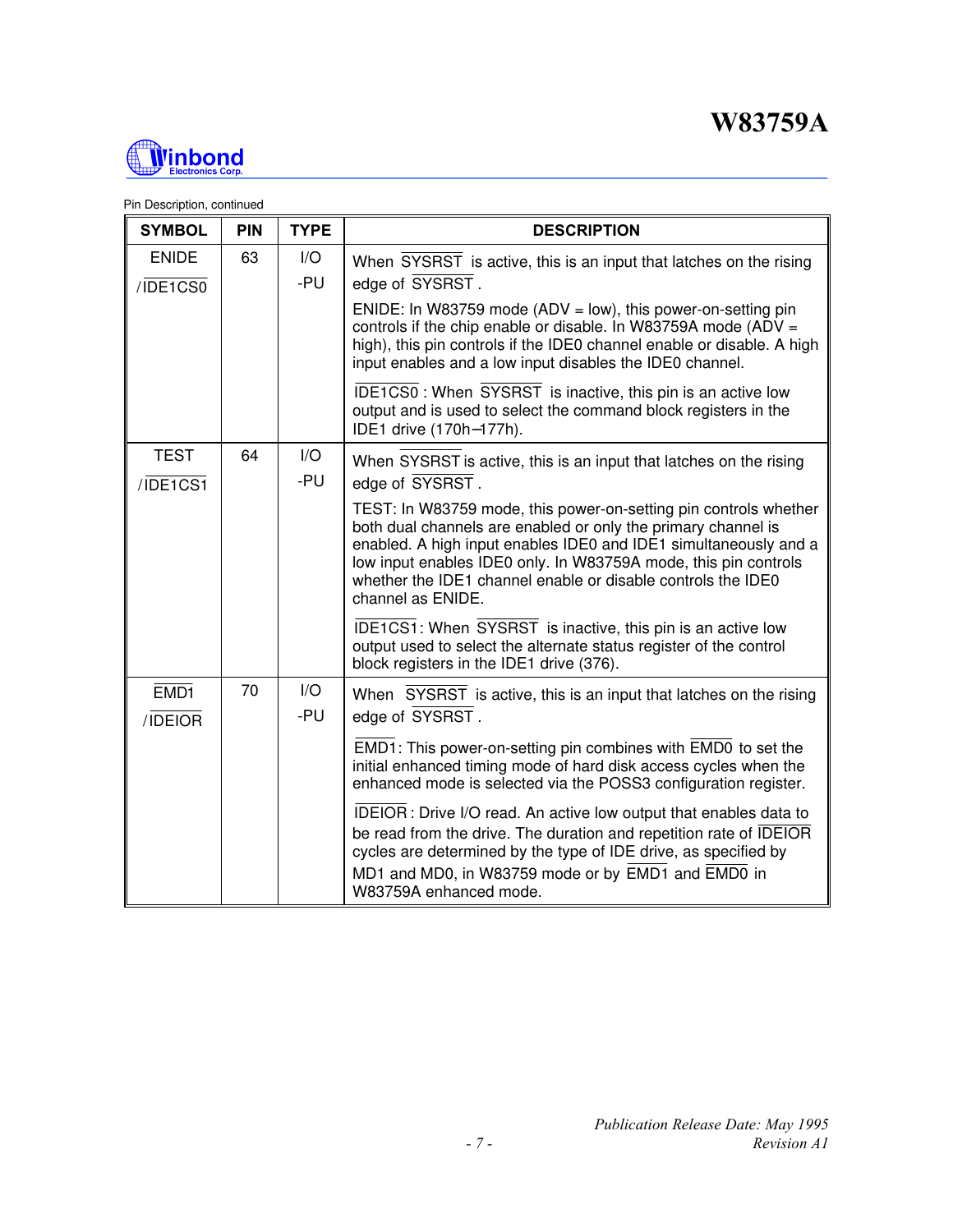Pin Description, continued

| SYMBOL | PIN | TYPE | DESCRIPTION |
|---|---|---|---|
| ENIDE<br>/$\overline{\text{IDE1CS0}}$ | 63 | I/O<br>-PU | When $\overline{\text{SYSRST}}$ is active, this is an input that latches on the rising edge of $\overline{\text{SYSRST}}$.<br><br>ENIDE: In W83759 mode (ADV = low), this power-on-setting pin controls if the chip enable or disable. In W83759A mode (ADV = high), this pin controls if the IDE0 channel enable or disable. A high input enables and a low input disables the IDE0 channel.<br><br>$\overline{\text{IDE1CS0}}$ : When $\overline{\text{SYSRST}}$ is inactive, this pin is an active low output and is used to select the command block registers in the IDE1 drive (170h–177h). |
| TEST<br>/$\overline{\text{IDE1CS1}}$ | 64 | I/O<br>-PU | When $\overline{\text{SYSRST}}$ is active, this is an input that latches on the rising edge of $\overline{\text{SYSRST}}$.<br><br>TEST: In W83759 mode, this power-on-setting pin controls whether both dual channels are enabled or only the primary channel is enabled. A high input enables IDE0 and IDE1 simultaneously and a low input enables IDE0 only. In W83759A mode, this pin controls whether the IDE1 channel enable or disable controls the IDE0 channel as ENIDE.<br><br>$\overline{\text{IDE1CS1}}$: When $\overline{\text{SYSRST}}$ is inactive, this pin is an active low output used to select the alternate status register of the control block registers in the IDE1 drive (376). |
| $\overline{\text{EMD1}}$<br>/$\overline{\text{IDEIOR}}$ | 70 | I/O<br>-PU | When $\overline{\text{SYSRST}}$ is active, this is an input that latches on the rising edge of $\overline{\text{SYSRST}}$.<br><br>$\overline{\text{EMD1}}$: This power-on-setting pin combines with $\overline{\text{EMD0}}$ to set the initial enhanced timing mode of hard disk access cycles when the enhanced mode is selected via the POSS3 configuration register.<br><br>$\overline{\text{IDEIOR}}$ : Drive I/O read. An active low output that enables data to be read from the drive. The duration and repetition rate of $\overline{\text{IDEIOR}}$ cycles are determined by the type of IDE drive, as specified by MD1 and MD0, in W83759 mode or by $\overline{\text{EMD1}}$ and $\overline{\text{EMD0}}$ in W83759A enhanced mode. |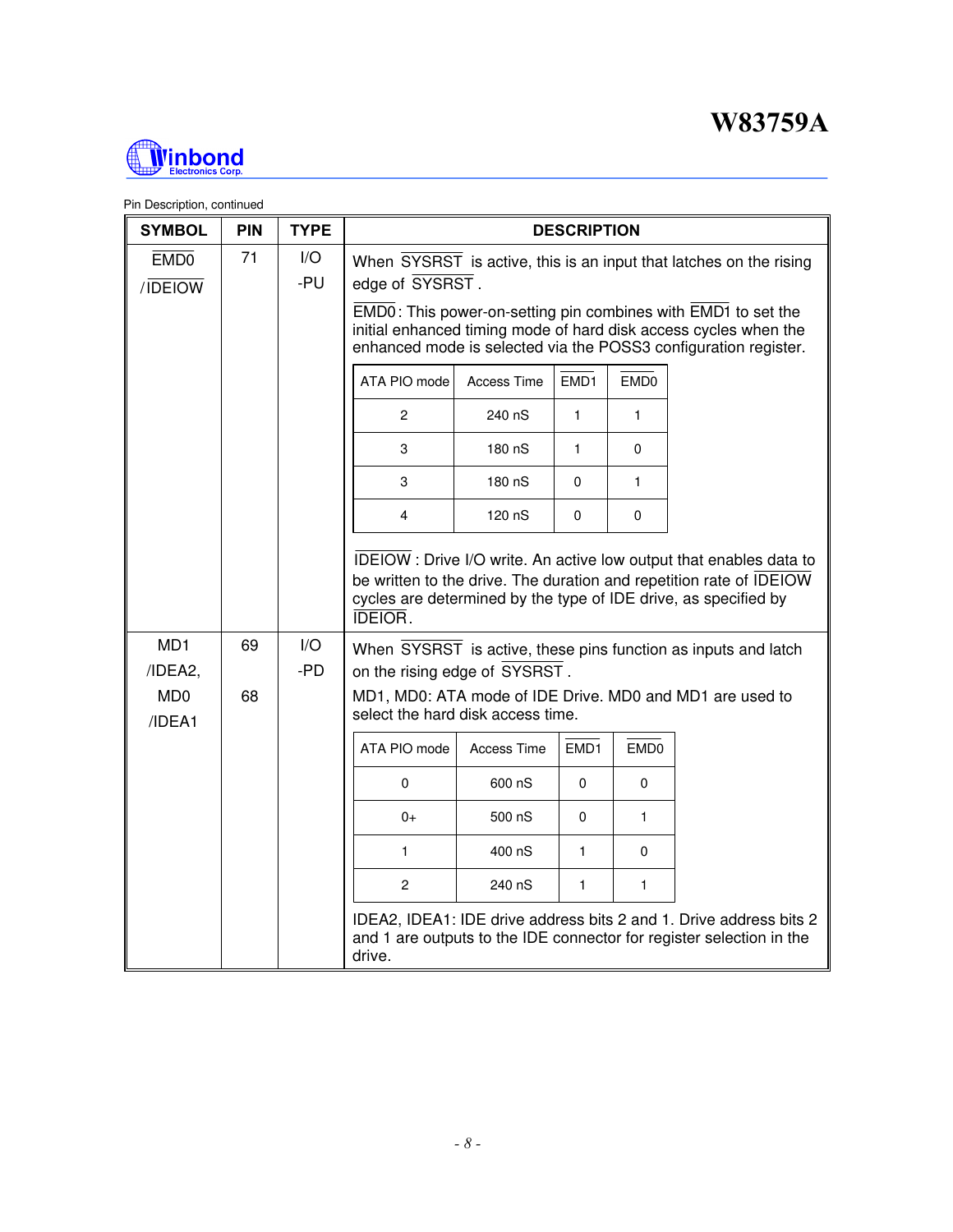Pin Description, continued

| SYMBOL | PIN | TYPE | DESCRIPTION |
|---|---|---|---|
| $\overline{EMD0}$ / $\overline{IDEIOW}$ | 71 | I/O -PU | When $\overline{SYSRST}$ is active, this is an input that latches on the rising edge of $\overline{SYSRST}$.<br><br>$\overline{EMD0}$: This power-on-setting pin combines with $\overline{EMD1}$ to set the initial enhanced timing mode of hard disk access cycles when the enhanced mode is selected via the POSS3 configuration register.<br><br>ATA PIO mode / Access Time / $\overline{EMD1}$ / $\overline{EMD0}$:<br>2 / 240 nS / 1 / 1<br>3 / 180 nS / 1 / 0<br>3 / 180 nS / 0 / 1<br>4 / 120 nS / 0 / 0<br><br>$\overline{IDEIOW}$ : Drive I/O write. An active low output that enables data to be written to the drive. The duration and repetition rate of $\overline{IDEIOW}$ cycles are determined by the type of IDE drive, as specified by $\overline{IDEIOR}$. |
| MD1 /IDEA2, MD0 /IDEA1 | 69<br><br>68 | I/O -PD | When $\overline{SYSRST}$ is active, these pins function as inputs and latch on the rising edge of $\overline{SYSRST}$.<br><br>MD1, MD0: ATA mode of IDE Drive. MD0 and MD1 are used to select the hard disk access time.<br><br>ATA PIO mode / Access Time / $\overline{EMD1}$ / $\overline{EMD0}$:<br>0 / 600 nS / 0 / 0<br>0+ / 500 nS / 0 / 1<br>1 / 400 nS / 1 / 0<br>2 / 240 nS / 1 / 1<br><br>IDEA2, IDEA1: IDE drive address bits 2 and 1. Drive address bits 2 and 1 are outputs to the IDE connector for register selection in the drive. |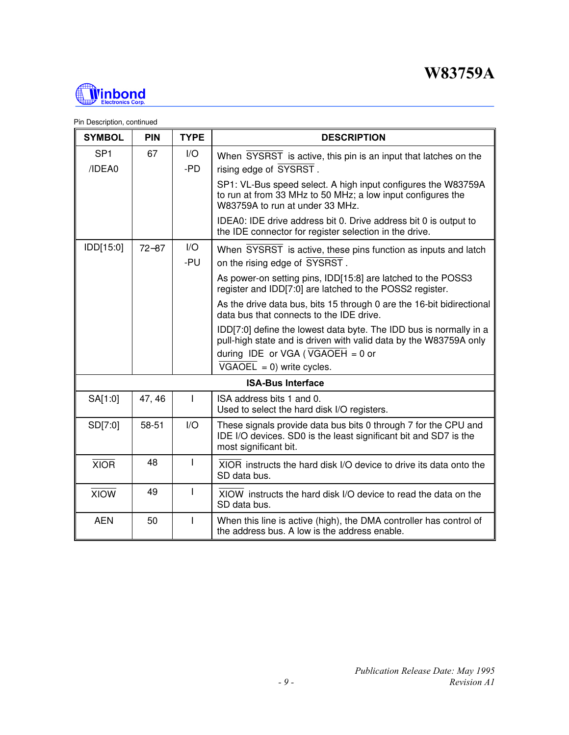Pin Description, continued

| SYMBOL | PIN | TYPE | DESCRIPTION |
|---|---|---|---|
| SP1<br>/IDEA0 | 67 | I/O<br>-PD | When $\overline{\text{SYSRST}}$ is active, this pin is an input that latches on the rising edge of $\overline{\text{SYSRST}}$.<br>SP1: VL-Bus speed select. A high input configures the W83759A to run at from 33 MHz to 50 MHz; a low input configures the W83759A to run at under 33 MHz.<br>IDEA0: IDE drive address bit 0. Drive address bit 0 is output to the IDE connector for register selection in the drive. |
| IDD[15:0] | 72–87 | I/O<br>-PU | When $\overline{\text{SYSRST}}$ is active, these pins function as inputs and latch on the rising edge of $\overline{\text{SYSRST}}$.<br>As power-on setting pins, IDD[15:8] are latched to the POSS3 register and IDD[7:0] are latched to the POSS2 register.<br>As the drive data bus, bits 15 through 0 are the 16-bit bidirectional data bus that connects to the IDE drive.<br>IDD[7:0] define the lowest data byte. The IDD bus is normally in a pull-high state and is driven with valid data by the W83759A only during $\overline{\text{IDE}}$ or VGA ($\overline{\text{VGAOEH}}$ = 0 or $\overline{\text{VGAOEL}}$ = 0) write cycles. |
| **ISA-Bus Interface** | | | |
| SA[1:0] | 47, 46 | I | ISA address bits 1 and 0.<br>Used to select the hard disk I/O registers. |
| SD[7:0] | 58-51 | I/O | These signals provide data bus bits 0 through 7 for the CPU and IDE I/O devices. SD0 is the least significant bit and SD7 is the most significant bit. |
| $\overline{\text{XIOR}}$ | 48 | I | $\overline{\text{XIOR}}$ instructs the hard disk I/O device to drive its data onto the SD data bus. |
| $\overline{\text{XIOW}}$ | 49 | I | $\overline{\text{XIOW}}$ instructs the hard disk I/O device to read the data on the SD data bus. |
| AEN | 50 | I | When this line is active (high), the DMA controller has control of the address bus. A low is the address enable. |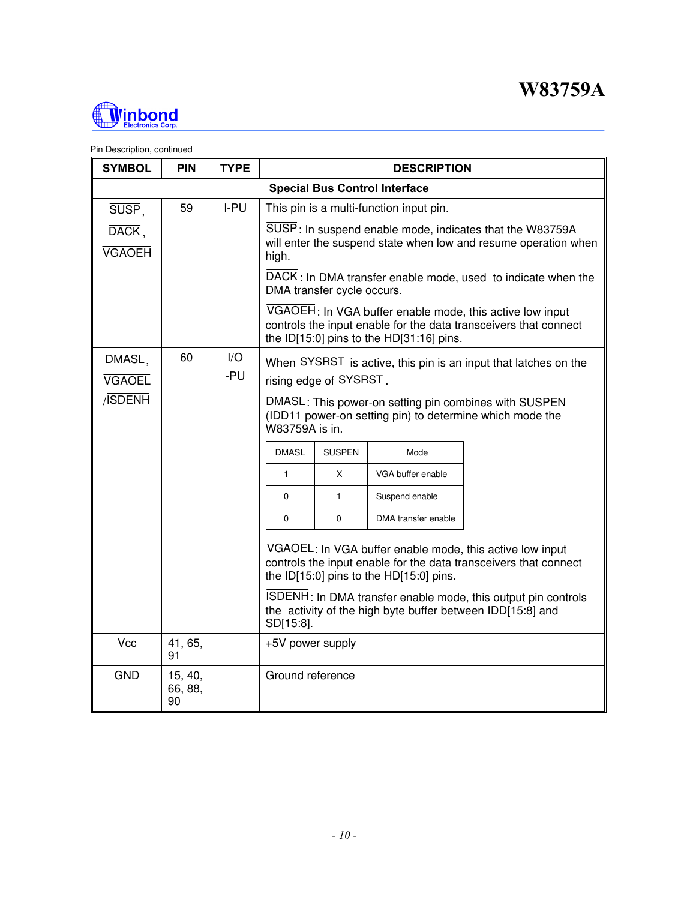Pin Description, continued

| SYMBOL | PIN | TYPE | DESCRIPTION |
|---|---|---|---|
| **Special Bus Control Interface** | | | |
| $\overline{\text{SUSP}}$, $\overline{\text{DACK}}$, $\overline{\text{VGAOEH}}$ | 59 | I-PU | This pin is a multi-function input pin.<br>$\overline{\text{SUSP}}$: In suspend enable mode, indicates that the W83759A will enter the suspend state when low and resume operation when high.<br>$\overline{\text{DACK}}$: In DMA transfer enable mode, used to indicate when the DMA transfer cycle occurs.<br>$\overline{\text{VGAOEH}}$: In VGA buffer enable mode, this active low input controls the input enable for the data transceivers that connect the ID[15:0] pins to the HD[31:16] pins. |
| $\overline{\text{DMASL}}$, $\overline{\text{VGAOEL}}$ /$\overline{\text{ISDENH}}$ | 60 | I/O -PU | When $\overline{\text{SYSRST}}$ is active, this pin is an input that latches on the rising edge of $\overline{\text{SYSRST}}$.<br>$\overline{\text{DMASL}}$: This power-on setting pin combines with SUSPEN (IDD11 power-on setting pin) to determine which mode the W83759A is in.<br><br>DMASL / SUSPEN / Mode:<br>1 / X / VGA buffer enable<br>0 / 1 / Suspend enable<br>0 / 0 / DMA transfer enable<br><br>$\overline{\text{VGAOEL}}$: In VGA buffer enable mode, this active low input controls the input enable for the data transceivers that connect the ID[15:0] pins to the HD[15:0] pins.<br>$\overline{\text{ISDENH}}$: In DMA transfer enable mode, this output pin controls the activity of the high byte buffer between IDD[15:8] and SD[15:8]. |
| Vcc | 41, 65, 91 | | +5V power supply |
| GND | 15, 40, 66, 88, 90 | | Ground reference |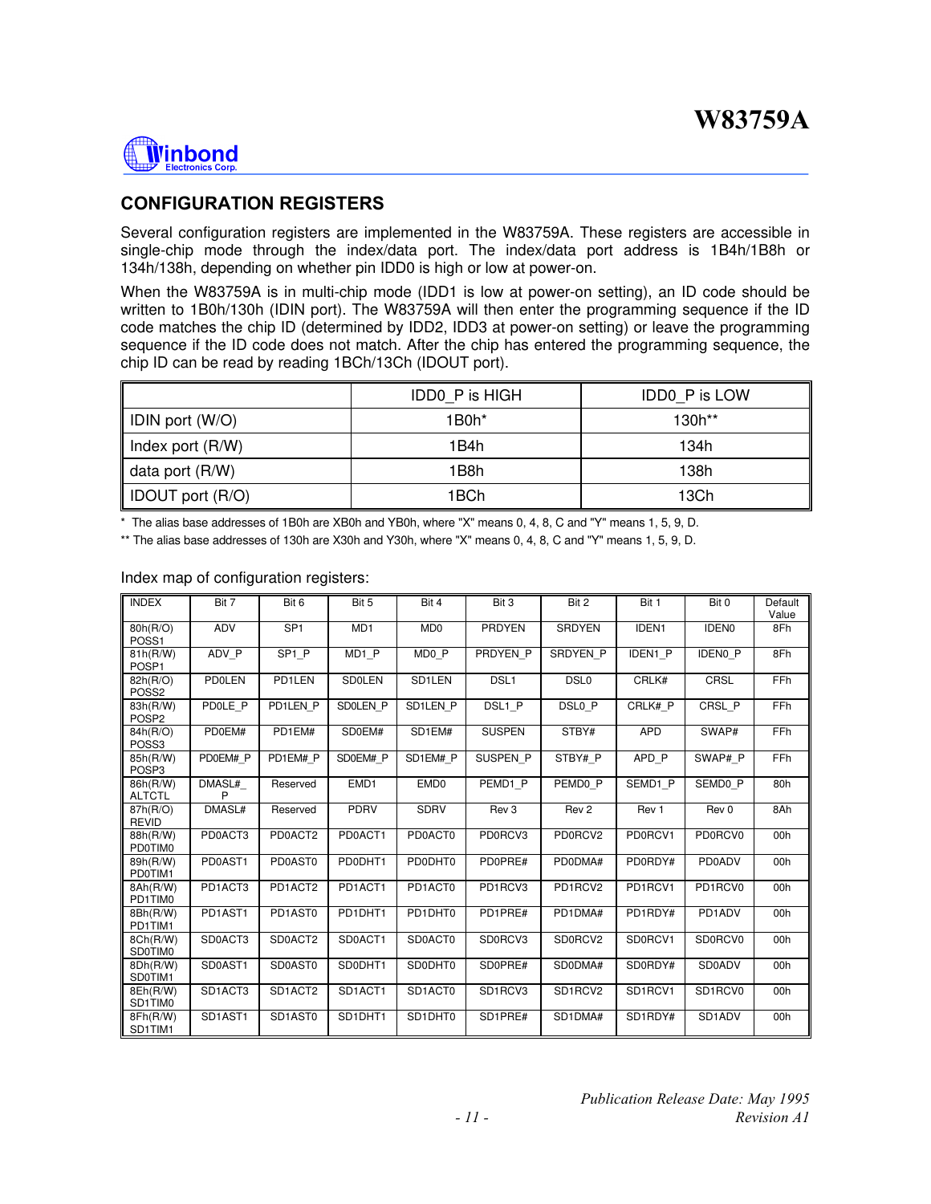## CONFIGURATION REGISTERS

Several configuration registers are implemented in the W83759A. These registers are accessible in single-chip mode through the index/data port. The index/data port address is 1B4h/1B8h or 134h/138h, depending on whether pin IDD0 is high or low at power-on.

When the W83759A is in multi-chip mode (IDD1 is low at power-on setting), an ID code should be written to 1B0h/130h (IDIN port). The W83759A will then enter the programming sequence if the ID code matches the chip ID (determined by IDD2, IDD3 at power-on setting) or leave the programming sequence if the ID code does not match. After the chip has entered the programming sequence, the chip ID can be read by reading 1BCh/13Ch (IDOUT port).

| | IDD0_P is HIGH | IDD0_P is LOW |
|---|---|---|
| IDIN port (W/O) | 1B0h* | 130h** |
| Index port (R/W) | 1B4h | 134h |
| data port (R/W) | 1B8h | 138h |
| IDOUT port (R/O) | 1BCh | 13Ch |

\* The alias base addresses of 1B0h are XB0h and YB0h, where "X" means 0, 4, 8, C and "Y" means 1, 5, 9, D.

\** The alias base addresses of 130h are X30h and Y30h, where "X" means 0, 4, 8, C and "Y" means 1, 5, 9, D.

Index map of configuration registers:

| INDEX | Bit 7 | Bit 6 | Bit 5 | Bit 4 | Bit 3 | Bit 2 | Bit 1 | Bit 0 | Default Value |
|---|---|---|---|---|---|---|---|---|---|
| 80h(R/O) POSS1 | ADV | SP1 | MD1 | MD0 | PRDYEN | SRDYEN | IDEN1 | IDEN0 | 8Fh |
| 81h(R/W) POSP1 | ADV_P | SP1_P | MD1_P | MD0_P | PRDYEN_P | SRDYEN_P | IDEN1_P | IDEN0_P | 8Fh |
| 82h(R/O) POSS2 | PD0LEN | PD1LEN | SD0LEN | SD1LEN | DSL1 | DSL0 | CRLK# | CRSL | FFh |
| 83h(R/W) POSP2 | PD0LE_P | PD1LEN_P | SD0LEN_P | SD1LEN_P | DSL1_P | DSL0_P | CRLK#_P | CRSL_P | FFh |
| 84h(R/O) POSS3 | PD0EM# | PD1EM# | SD0EM# | SD1EM# | SUSPEN | STBY# | APD | SWAP# | FFh |
| 85h(R/W) POSP3 | PD0EM#_P | PD1EM#_P | SD0EM#_P | SD1EM#_P | SUSPEN_P | STBY#_P | APD_P | SWAP#_P | FFh |
| 86h(R/W) ALTCTL | DMASL#_P | Reserved | EMD1 | EMD0 | PEMD1_P | PEMD0_P | SEMD1_P | SEMD0_P | 80h |
| 87h(R/O) REVID | DMASL# | Reserved | PDRV | SDRV | Rev 3 | Rev 2 | Rev 1 | Rev 0 | 8Ah |
| 88h(R/W) PD0TIM0 | PD0ACT3 | PD0ACT2 | PD0ACT1 | PD0ACT0 | PD0RCV3 | PD0RCV2 | PD0RCV1 | PD0RCV0 | 00h |
| 89h(R/W) PD0TIM1 | PD0AST1 | PD0AST0 | PD0DHT1 | PD0DHT0 | PD0PRE# | PD0DMA# | PD0RDY# | PD0ADV | 00h |
| 8Ah(R/W) PD1TIM0 | PD1ACT3 | PD1ACT2 | PD1ACT1 | PD1ACT0 | PD1RCV3 | PD1RCV2 | PD1RCV1 | PD1RCV0 | 00h |
| 8Bh(R/W) PD1TIM1 | PD1AST1 | PD1AST0 | PD1DHT1 | PD1DHT0 | PD1PRE# | PD1DMA# | PD1RDY# | PD1ADV | 00h |
| 8Ch(R/W) SD0TIM0 | SD0ACT3 | SD0ACT2 | SD0ACT1 | SD0ACT0 | SD0RCV3 | SD0RCV2 | SD0RCV1 | SD0RCV0 | 00h |
| 8Dh(R/W) SD0TIM1 | SD0AST1 | SD0AST0 | SD0DHT1 | SD0DHT0 | SD0PRE# | SD0DMA# | SD0RDY# | SD0ADV | 00h |
| 8Eh(R/W) SD1TIM0 | SD1ACT3 | SD1ACT2 | SD1ACT1 | SD1ACT0 | SD1RCV3 | SD1RCV2 | SD1RCV1 | SD1RCV0 | 00h |
| 8Fh(R/W) SD1TIM1 | SD1AST1 | SD1AST0 | SD1DHT1 | SD1DHT0 | SD1PRE# | SD1DMA# | SD1RDY# | SD1ADV | 00h |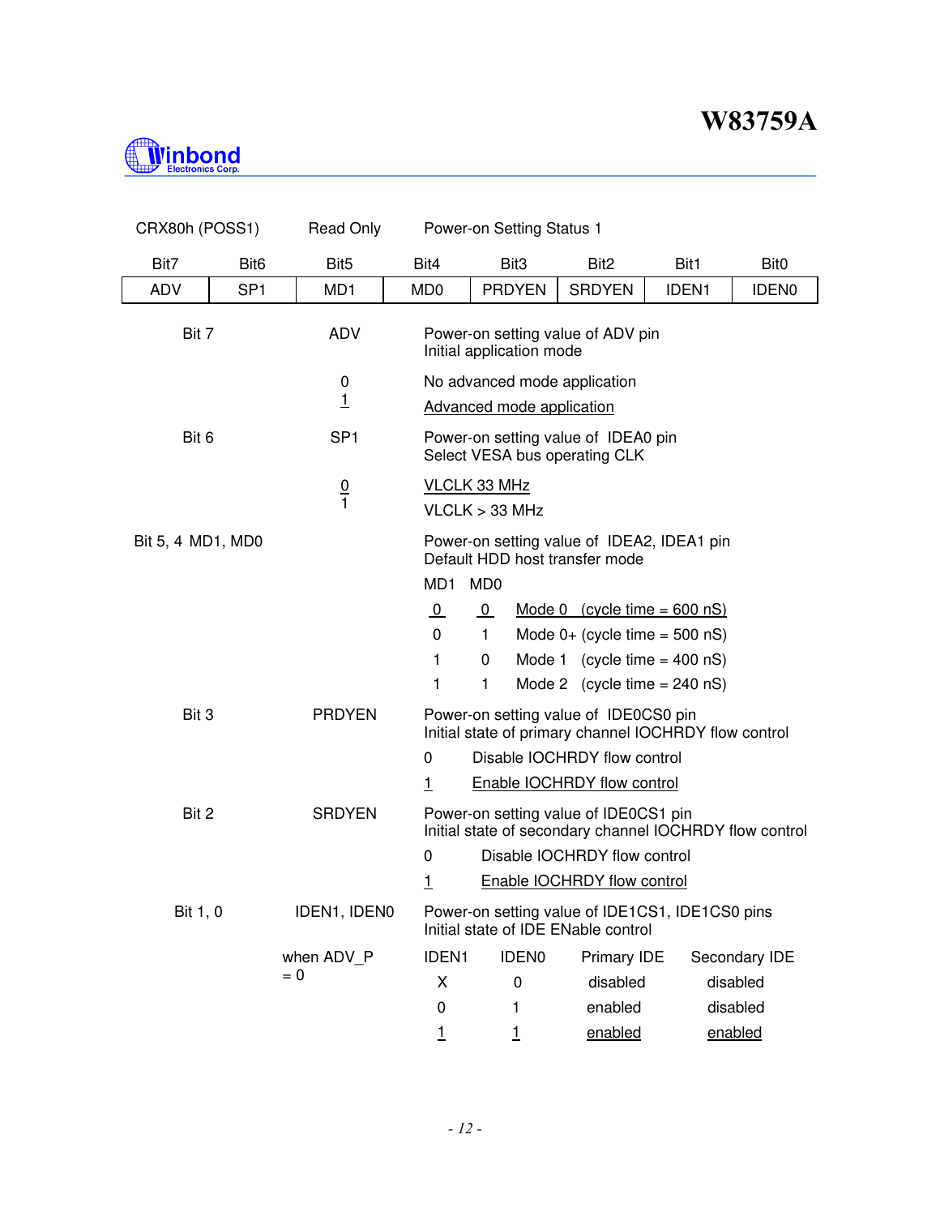CRX80h (POSS1) Read Only Power-on Setting Status 1

| Bit7 | Bit6 | Bit5 | Bit4 | Bit3 | Bit2 | Bit1 | Bit0 |
|---|---|---|---|---|---|---|---|
| ADV | SP1 | MD1 | MD0 | PRDYEN | SRDYEN | IDEN1 | IDEN0 |

**Bit 7 — ADV**

Power-on setting value of ADV pin
Initial application mode

- 0 — No advanced mode application
- <u>1</u> — <u>Advanced mode application</u>

**Bit 6 — SP1**

Power-on setting value of IDEA0 pin
Select VESA bus operating CLK

- <u>0</u> — <u>VLCLK 33 MHz</u>
- 1 — VLCLK > 33 MHz

**Bit 5, 4 — MD1, MD0**

Power-on setting value of IDEA2, IDEA1 pin
Default HDD host transfer mode

| MD1 | MD0 | |
|---|---|---|
| <u>0</u> | <u>0</u> | <u>Mode 0 (cycle time = 600 nS)</u> |
| 0 | 1 | Mode 0+ (cycle time = 500 nS) |
| 1 | 0 | Mode 1 (cycle time = 400 nS) |
| 1 | 1 | Mode 2 (cycle time = 240 nS) |

**Bit 3 — PRDYEN**

Power-on setting value of IDE0CS0 pin
Initial state of primary channel IOCHRDY flow control

- 0 — Disable IOCHRDY flow control
- <u>1</u> — <u>Enable IOCHRDY flow control</u>

**Bit 2 — SRDYEN**

Power-on setting value of IDE0CS1 pin
Initial state of secondary channel IOCHRDY flow control

- 0 — Disable IOCHRDY flow control
- <u>1</u> — <u>Enable IOCHRDY flow control</u>

**Bit 1, 0 — IDEN1, IDEN0**

Power-on setting value of IDE1CS1, IDE1CS0 pins
Initial state of IDE ENable control

when ADV_P = 0

| IDEN1 | IDEN0 | Primary IDE | Secondary IDE |
|---|---|---|---|
| X | 0 | disabled | disabled |
| 0 | 1 | enabled | disabled |
| <u>1</u> | <u>1</u> | <u>enabled</u> | <u>enabled</u> |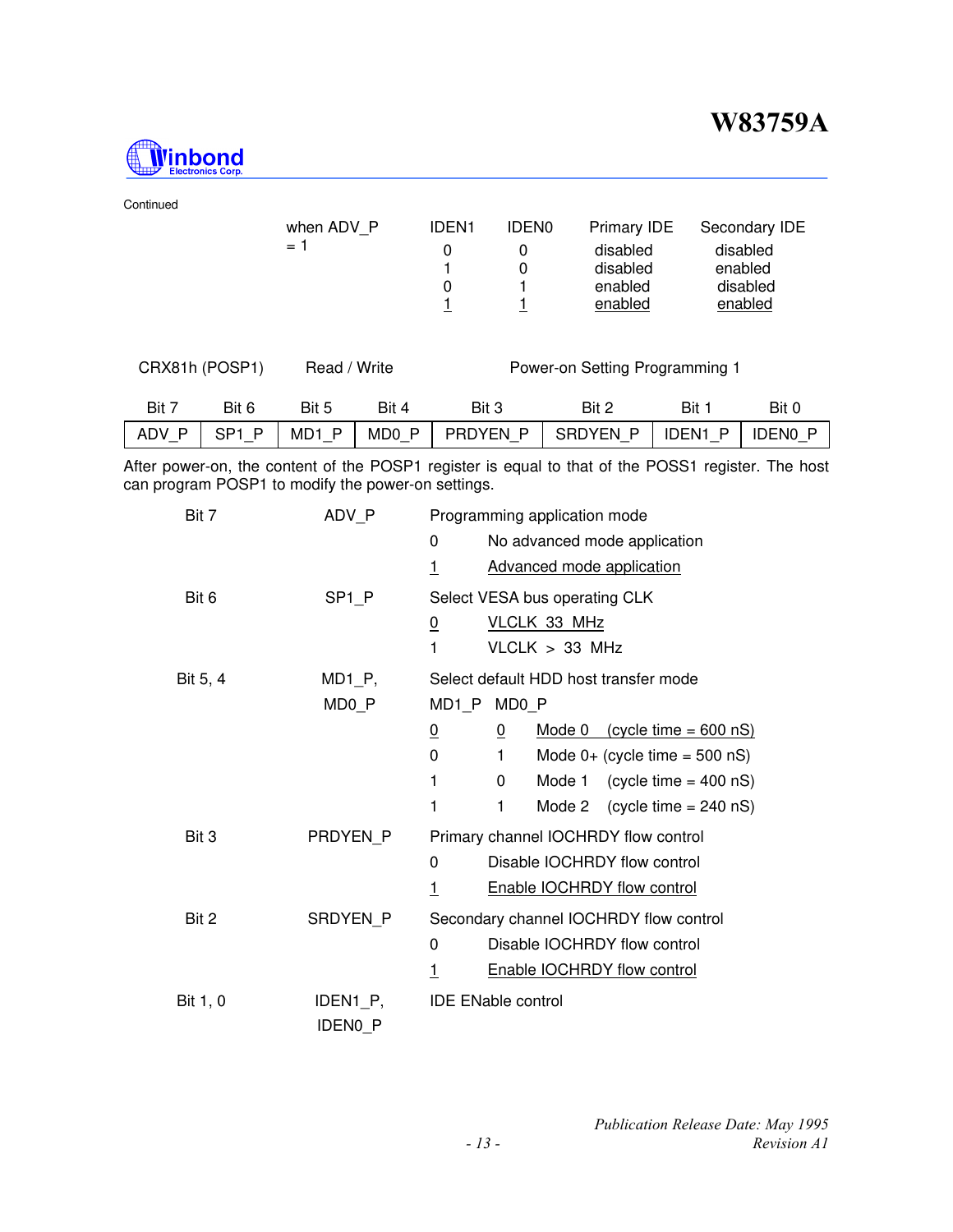Continued

when ADV_P = 1

| IDEN1 | IDEN0 | Primary IDE | Secondary IDE |
|---|---|---|---|
| 0 | 0 | disabled | disabled |
| 1 | 0 | disabled | enabled |
| 0 | 1 | enabled | disabled |
| <u>1</u> | <u>1</u> | <u>enabled</u> | <u>enabled</u> |

CRX81h (POSP1) Read / Write Power-on Setting Programming 1

| Bit 7 | Bit 6 | Bit 5 | Bit 4 | Bit 3 | Bit 2 | Bit 1 | Bit 0 |
|---|---|---|---|---|---|---|---|
| ADV_P | SP1_P | MD1_P | MD0_P | PRDYEN_P | SRDYEN_P | IDEN1_P | IDEN0_P |

After power-on, the content of the POSP1 register is equal to that of the POSS1 register. The host can program POSP1 to modify the power-on settings.

Bit 7 ADV_P Programming application mode

- 0 No advanced mode application
- <u>1 Advanced mode application</u>

Bit 6 SP1_P Select VESA bus operating CLK

- <u>0 VLCLK 33 MHz</u>
- 1 VLCLK > 33 MHz

Bit 5, 4 MD1_P, MD0_P Select default HDD host transfer mode

| MD1_P | MD0_P | |
|---|---|---|
| <u>0</u> | <u>0</u> | <u>Mode 0 (cycle time = 600 nS)</u> |
| 0 | 1 | Mode 0+ (cycle time = 500 nS) |
| 1 | 0 | Mode 1 (cycle time = 400 nS) |
| 1 | 1 | Mode 2 (cycle time = 240 nS) |

Bit 3 PRDYEN_P Primary channel IOCHRDY flow control

- 0 Disable IOCHRDY flow control
- <u>1 Enable IOCHRDY flow control</u>

Bit 2 SRDYEN_P Secondary channel IOCHRDY flow control

- 0 Disable IOCHRDY flow control
- <u>1 Enable IOCHRDY flow control</u>

Bit 1, 0 IDEN1_P, IDEN0_P IDE ENable control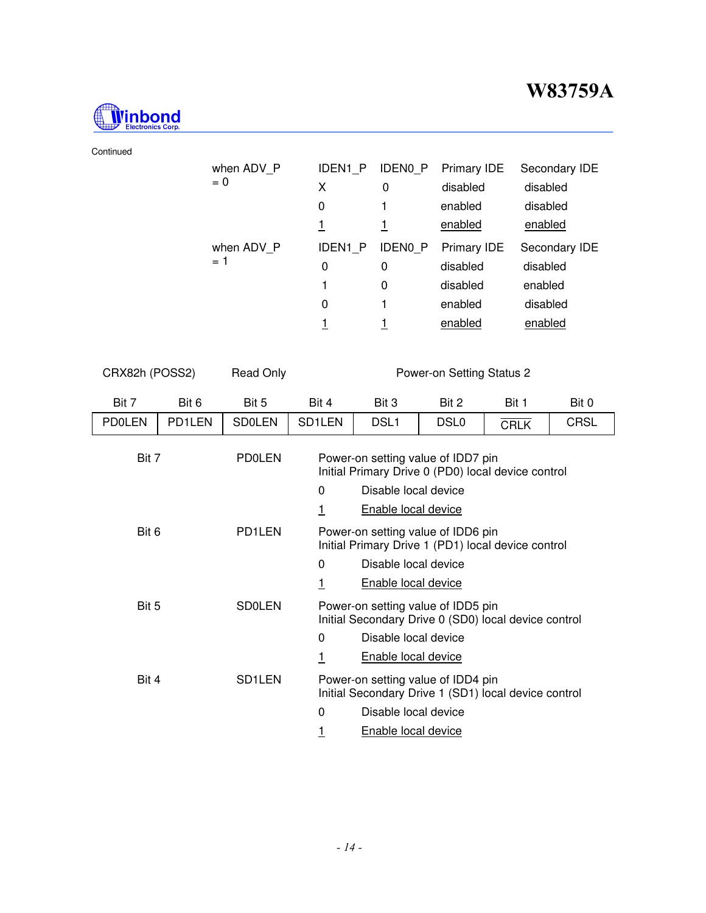Continued

when ADV_P = 0

| IDEN1_P | IDEN0_P | Primary IDE | Secondary IDE |
|---|---|---|---|
| X | 0 | disabled | disabled |
| 0 | 1 | enabled | disabled |
| <u>1</u> | <u>1</u> | <u>enabled</u> | <u>enabled</u> |

when ADV_P = 1

| IDEN1_P | IDEN0_P | Primary IDE | Secondary IDE |
|---|---|---|---|
| 0 | 0 | disabled | disabled |
| 1 | 0 | disabled | enabled |
| 0 | 1 | enabled | disabled |
| <u>1</u> | <u>1</u> | <u>enabled</u> | <u>enabled</u> |

CRX82h (POSS2)  Read Only  Power-on Setting Status 2

| Bit 7 | Bit 6 | Bit 5 | Bit 4 | Bit 3 | Bit 2 | Bit 1 | Bit 0 |
|---|---|---|---|---|---|---|---|
| PD0LEN | PD1LEN | SD0LEN | SD1LEN | DSL1 | DSL0 | $\overline{\text{CRLK}}$ | CRSL |

Bit 7 PD0LEN
Power-on setting value of IDD7 pin
Initial Primary Drive 0 (PD0) local device control
- 0 Disable local device
- <u>1</u> <u>Enable local device</u>

Bit 6 PD1LEN
Power-on setting value of IDD6 pin
Initial Primary Drive 1 (PD1) local device control
- 0 Disable local device
- <u>1</u> <u>Enable local device</u>

Bit 5 SD0LEN
Power-on setting value of IDD5 pin
Initial Secondary Drive 0 (SD0) local device control
- 0 Disable local device
- <u>1</u> <u>Enable local device</u>

Bit 4 SD1LEN
Power-on setting value of IDD4 pin
Initial Secondary Drive 1 (SD1) local device control
- 0 Disable local device
- <u>1</u> <u>Enable local device</u>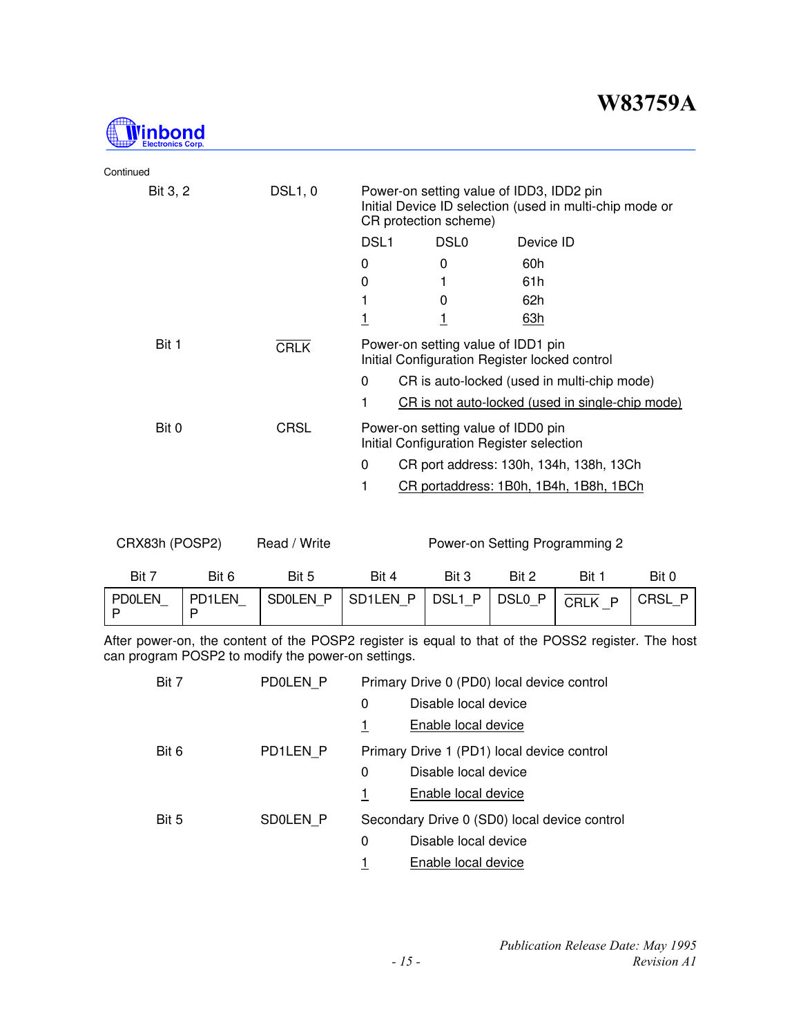Continued

Bit 3, 2 — DSL1, 0

Power-on setting value of IDD3, IDD2 pin
Initial Device ID selection (used in multi-chip mode or CR protection scheme)

| DSL1 | DSL0 | Device ID |
|---|---|---|
| 0 | 0 | 60h |
| 0 | 1 | 61h |
| 1 | 0 | 62h |
| <u>1</u> | <u>1</u> | <u>63h</u> |

Bit 1 — $\overline{\text{CRLK}}$

Power-on setting value of IDD1 pin
Initial Configuration Register locked control

- 0 CR is auto-locked (used in multi-chip mode)
- 1 <u>CR is not auto-locked (used in single-chip mode)</u>

Bit 0 — CRSL

Power-on setting value of IDD0 pin
Initial Configuration Register selection

- 0 CR port address: 130h, 134h, 138h, 13Ch
- 1 <u>CR portaddress: 1B0h, 1B4h, 1B8h, 1BCh</u>

CRX83h (POSP2) Read / Write Power-on Setting Programming 2

| Bit 7 | Bit 6 | Bit 5 | Bit 4 | Bit 3 | Bit 2 | Bit 1 | Bit 0 |
|---|---|---|---|---|---|---|---|
| PD0LEN_P | PD1LEN_P | SD0LEN_P | SD1LEN_P | DSL1_P | DSL0_P | $\overline{\text{CRLK}}$_P | CRSL_P |

After power-on, the content of the POSP2 register is equal to that of the POSS2 register. The host can program POSP2 to modify the power-on settings.

Bit 7 — PD0LEN_P

Primary Drive 0 (PD0) local device control

- 0 Disable local device
- <u>1</u> <u>Enable local device</u>

Bit 6 — PD1LEN_P

Primary Drive 1 (PD1) local device control

- 0 Disable local device
- <u>1</u> <u>Enable local device</u>

Bit 5 — SD0LEN_P

Secondary Drive 0 (SD0) local device control

- 0 Disable local device
- <u>1</u> <u>Enable local device</u>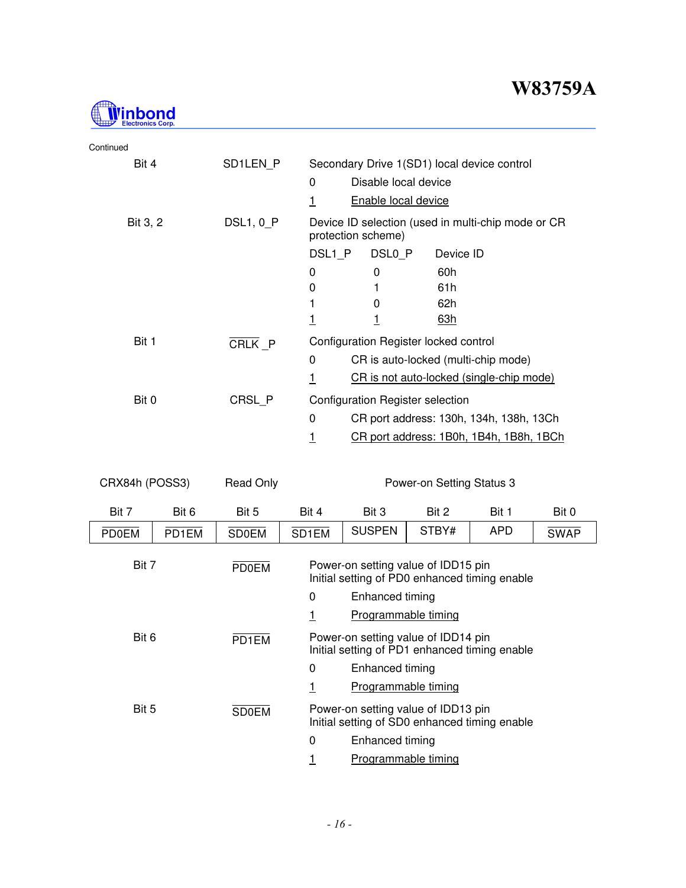Continued

Bit 4 — SD1LEN_P — Secondary Drive 1(SD1) local device control

- 0 — Disable local device
- <u>1</u> — <u>Enable local device</u>

Bit 3, 2 — DSL1, 0_P — Device ID selection (used in multi-chip mode or CR protection scheme)

| DSL1_P | DSL0_P | Device ID |
|---|---|---|
| 0 | 0 | 60h |
| 0 | 1 | 61h |
| 1 | 0 | 62h |
| <u>1</u> | <u>1</u> | <u>63h</u> |

Bit 1 — $\overline{\text{CRLK}}$_P — Configuration Register locked control

- 0 — CR is auto-locked (multi-chip mode)
- <u>1</u> — <u>CR is not auto-locked (single-chip mode)</u>

Bit 0 — CRSL_P — Configuration Register selection

- 0 — CR port address: 130h, 134h, 138h, 13Ch
- <u>1</u> — <u>CR port address: 1B0h, 1B4h, 1B8h, 1BCh</u>

CRX84h (POSS3) — Read Only — Power-on Setting Status 3

| Bit 7 | Bit 6 | Bit 5 | Bit 4 | Bit 3 | Bit 2 | Bit 1 | Bit 0 |
|---|---|---|---|---|---|---|---|
| $\overline{\text{PD0EM}}$ | $\overline{\text{PD1EM}}$ | $\overline{\text{SD0EM}}$ | $\overline{\text{SD1EM}}$ | SUSPEN | STBY# | APD | $\overline{\text{SWAP}}$ |

Bit 7 — $\overline{\text{PD0EM}}$ — Power-on setting value of IDD15 pin
Initial setting of PD0 enhanced timing enable

- 0 — Enhanced timing
- <u>1</u> — <u>Programmable timing</u>

Bit 6 — $\overline{\text{PD1EM}}$ — Power-on setting value of IDD14 pin
Initial setting of PD1 enhanced timing enable

- 0 — Enhanced timing
- <u>1</u> — <u>Programmable timing</u>

Bit 5 — $\overline{\text{SD0EM}}$ — Power-on setting value of IDD13 pin
Initial setting of SD0 enhanced timing enable

- 0 — Enhanced timing
- <u>1</u> — <u>Programmable timing</u>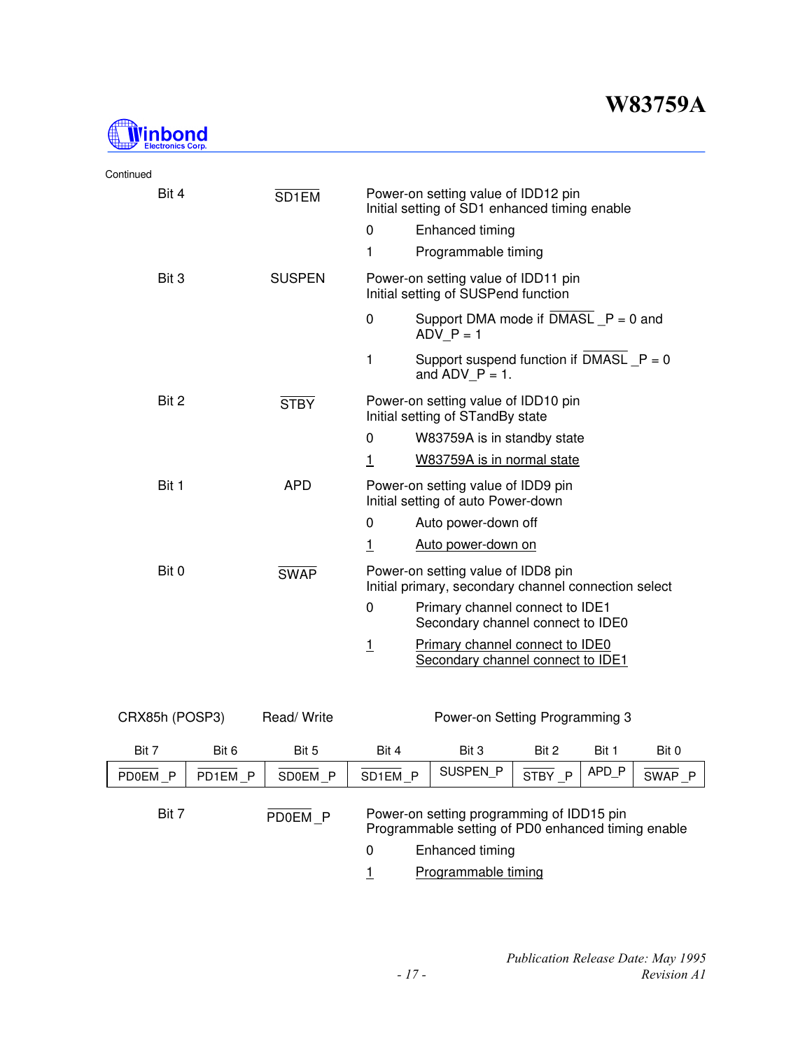Continued

**Bit 4** — $\overline{\text{SD1EM}}$

Power-on setting value of IDD12 pin
Initial setting of SD1 enhanced timing enable

- 0 — Enhanced timing
- 1 — Programmable timing

**Bit 3** — SUSPEN

Power-on setting value of IDD11 pin
Initial setting of SUSPend function

- 0 — Support DMA mode if $\overline{\text{DMASL}}$ _P = 0 and ADV_P = 1
- 1 — Support suspend function if $\overline{\text{DMASL}}$ _P = 0 and ADV_P = 1.

**Bit 2** — $\overline{\text{STBY}}$

Power-on setting value of IDD10 pin
Initial setting of STandBy state

- 0 — W83759A is in standby state
- <u>1</u> — <u>W83759A is in normal state</u>

**Bit 1** — APD

Power-on setting value of IDD9 pin
Initial setting of auto Power-down

- 0 — Auto power-down off
- <u>1</u> — <u>Auto power-down on</u>

**Bit 0** — $\overline{\text{SWAP}}$

Power-on setting value of IDD8 pin
Initial primary, secondary channel connection select

- 0 — Primary channel connect to IDE1
  Secondary channel connect to IDE0
- <u>1</u> — <u>Primary channel connect to IDE0</u>
  <u>Secondary channel connect to IDE1</u>

CRX85h (POSP3) Read/ Write Power-on Setting Programming 3

| Bit 7 | Bit 6 | Bit 5 | Bit 4 | Bit 3 | Bit 2 | Bit 1 | Bit 0 |
|---|---|---|---|---|---|---|---|
| $\overline{\text{PD0EM}}$ _P | $\overline{\text{PD1EM}}$ _P | $\overline{\text{SD0EM}}$ _P | $\overline{\text{SD1EM}}$ _P | SUSPEN_P | $\overline{\text{STBY}}$ _P | APD_P | $\overline{\text{SWAP}}$ _P |

**Bit 7** — $\overline{\text{PD0EM}}$ _P

Power-on setting programming of IDD15 pin
Programmable setting of PD0 enhanced timing enable

- 0 — Enhanced timing
- <u>1</u> — <u>Programmable timing</u>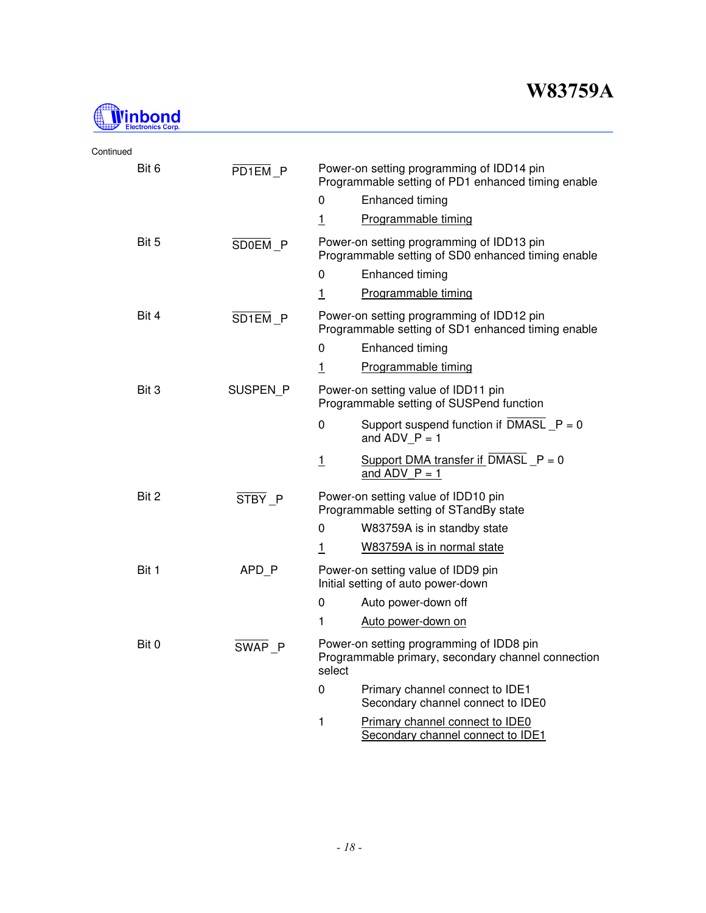Continued

| Bit | Name | Description |
|---|---|---|
| Bit 6 | $\overline{\text{PD1EM}}$_P | Power-on setting programming of IDD14 pin<br>Programmable setting of PD1 enhanced timing enable<br>0 Enhanced timing<br><u>1 Programmable timing</u> |
| Bit 5 | $\overline{\text{SD0EM}}$_P | Power-on setting programming of IDD13 pin<br>Programmable setting of SD0 enhanced timing enable<br>0 Enhanced timing<br><u>1 Programmable timing</u> |
| Bit 4 | $\overline{\text{SD1EM}}$_P | Power-on setting programming of IDD12 pin<br>Programmable setting of SD1 enhanced timing enable<br>0 Enhanced timing<br><u>1 Programmable timing</u> |
| Bit 3 | SUSPEN_P | Power-on setting value of IDD11 pin<br>Programmable setting of SUSPend function<br>0 Support suspend function if $\overline{\text{DMASL}}$_P = 0 and ADV_P = 1<br><u>1 Support DMA transfer if $\overline{\text{DMASL}}$_P = 0 and ADV_P = 1</u> |
| Bit 2 | $\overline{\text{STBY}}$_P | Power-on setting value of IDD10 pin<br>Programmable setting of STandBy state<br>0 W83759A is in standby state<br><u>1 W83759A is in normal state</u> |
| Bit 1 | APD_P | Power-on setting value of IDD9 pin<br>Initial setting of auto power-down<br>0 Auto power-down off<br>1 <u>Auto power-down on</u> |
| Bit 0 | $\overline{\text{SWAP}}$_P | Power-on setting programming of IDD8 pin<br>Programmable primary, secondary channel connection select<br>0 Primary channel connect to IDE1<br>Secondary channel connect to IDE0<br>1 <u>Primary channel connect to IDE0</u><br><u>Secondary channel connect to IDE1</u> |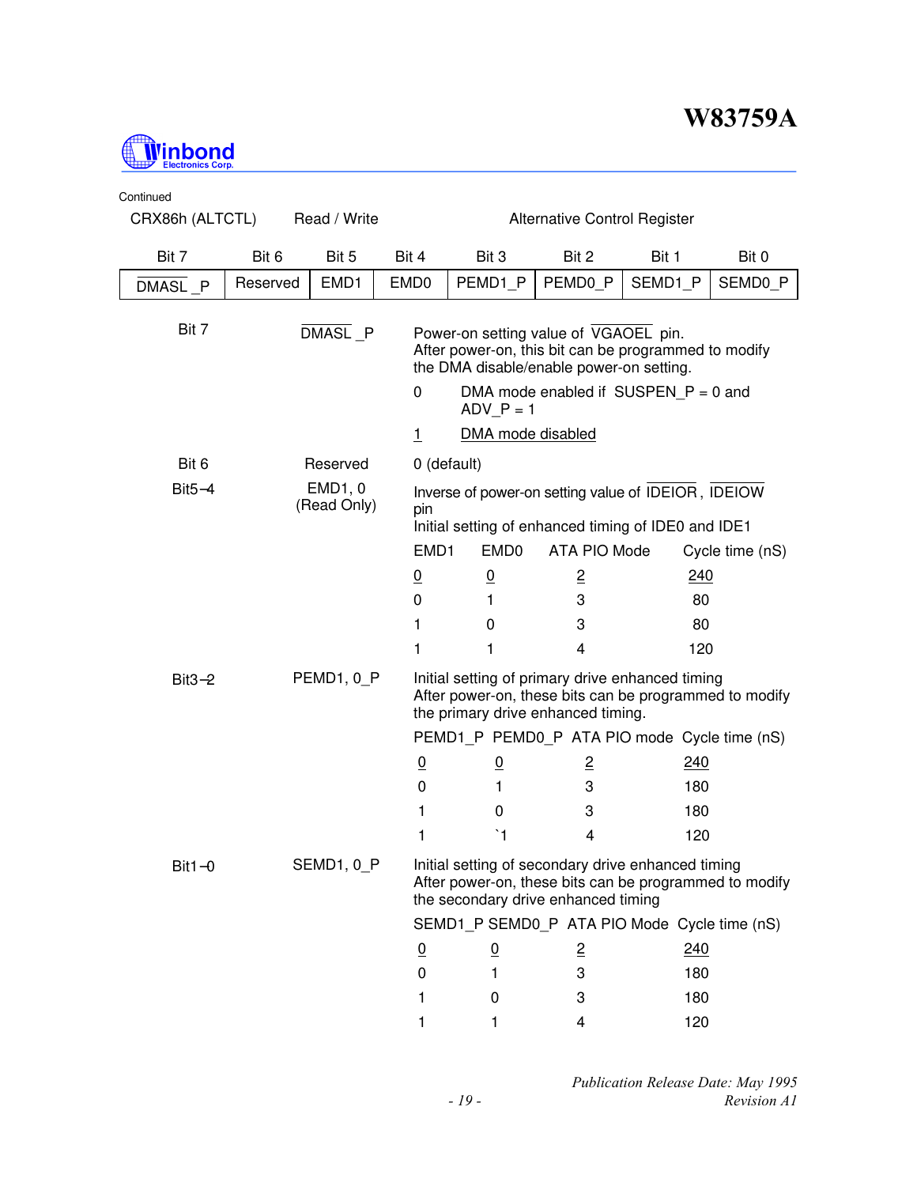Continued

CRX86h (ALTCTL) Read / Write Alternative Control Register

| Bit 7 | Bit 6 | Bit 5 | Bit 4 | Bit 3 | Bit 2 | Bit 1 | Bit 0 |
|---|---|---|---|---|---|---|---|
| $\overline{\text{DMASL}}$_P | Reserved | EMD1 | EMD0 | PEMD1_P | PEMD0_P | SEMD1_P | SEMD0_P |

**Bit 7** — $\overline{\text{DMASL}}$_P

Power-on setting value of $\overline{\text{VGAOEL}}$ pin.
After power-on, this bit can be programmed to modify the DMA disable/enable power-on setting.

- 0 — DMA mode enabled if SUSPEN_P = 0 and ADV_P = 1
- <u>1</u> — <u>DMA mode disabled</u>

**Bit 6** — Reserved

0 (default)

**Bit5−4** — EMD1, 0 (Read Only)

Inverse of power-on setting value of $\overline{\text{IDEIOR}}$, $\overline{\text{IDEIOW}}$ pin
Initial setting of enhanced timing of IDE0 and IDE1

| EMD1 | EMD0 | ATA PIO Mode | Cycle time (nS) |
|---|---|---|---|
| <u>0</u> | <u>0</u> | <u>2</u> | <u>240</u> |
| 0 | 1 | 3 | 80 |
| 1 | 0 | 3 | 80 |
| 1 | 1 | 4 | 120 |

**Bit3−2** — PEMD1, 0_P

Initial setting of primary drive enhanced timing
After power-on, these bits can be programmed to modify the primary drive enhanced timing.

| PEMD1_P | PEMD0_P | ATA PIO mode | Cycle time (nS) |
|---|---|---|---|
| <u>0</u> | <u>0</u> | <u>2</u> | <u>240</u> |
| 0 | 1 | 3 | 180 |
| 1 | 0 | 3 | 180 |
| 1 | `1 | 4 | 120 |

**Bit1−0** — SEMD1, 0_P

Initial setting of secondary drive enhanced timing
After power-on, these bits can be programmed to modify the secondary drive enhanced timing

| SEMD1_P | SEMD0_P | ATA PIO Mode | Cycle time (nS) |
|---|---|---|---|
| <u>0</u> | <u>0</u> | <u>2</u> | <u>240</u> |
| 0 | 1 | 3 | 180 |
| 1 | 0 | 3 | 180 |
| 1 | 1 | 4 | 120 |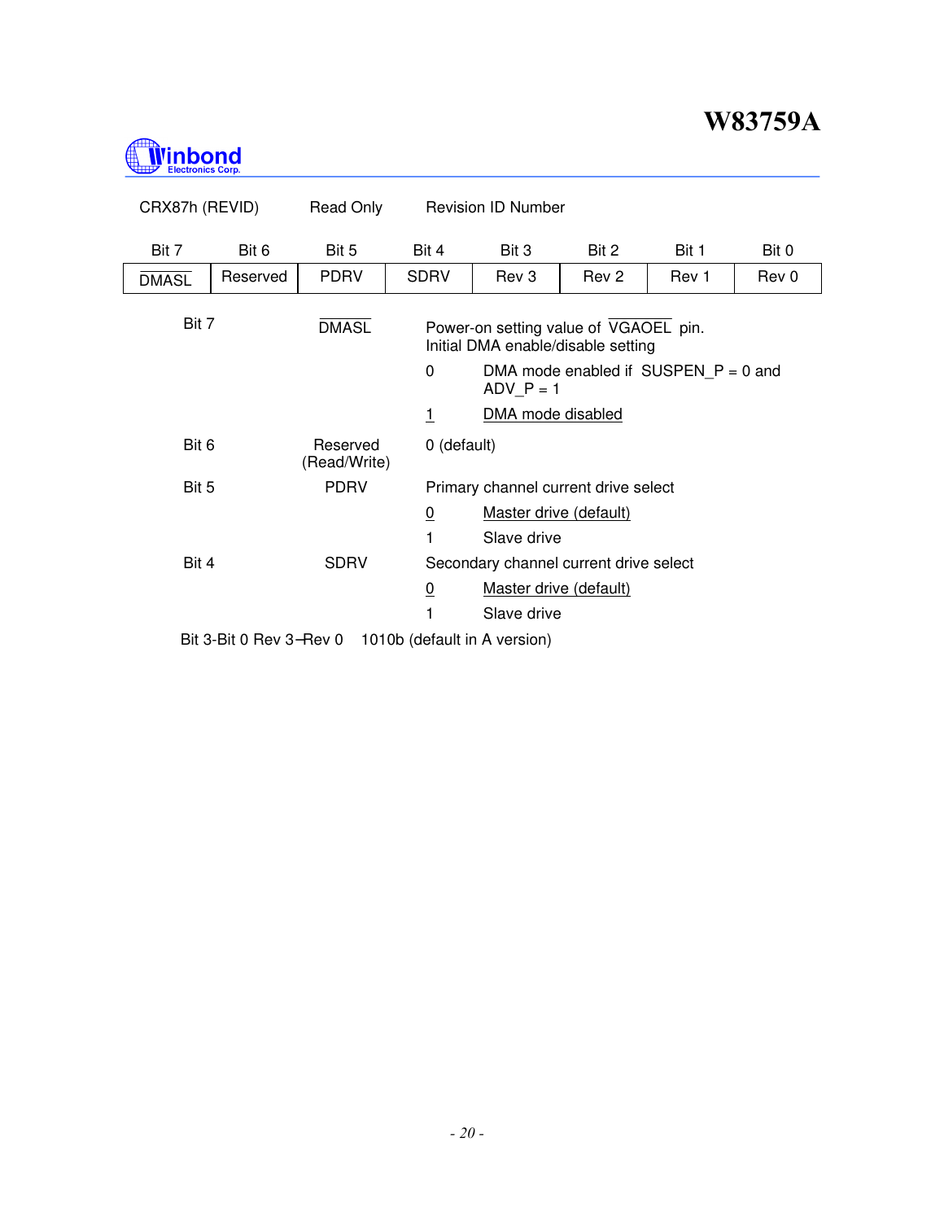CRX87h (REVID) Read Only Revision ID Number

| Bit 7 | Bit 6 | Bit 5 | Bit 4 | Bit 3 | Bit 2 | Bit 1 | Bit 0 |
|---|---|---|---|---|---|---|---|
| $\overline{\text{DMASL}}$ | Reserved | PDRV | SDRV | Rev 3 | Rev 2 | Rev 1 | Rev 0 |

Bit 7 $\overline{\text{DMASL}}$ Power-on setting value of $\overline{\text{VGAOEL}}$ pin.
Initial DMA enable/disable setting

- 0 DMA mode enabled if SUSPEN_P = 0 and ADV_P = 1
- <u>1</u> <u>DMA mode disabled</u>

Bit 6 Reserved (Read/Write) 0 (default)

Bit 5 PDRV Primary channel current drive select

- <u>0</u> <u>Master drive (default)</u>
- 1 Slave drive

Bit 4 SDRV Secondary channel current drive select

- <u>0</u> <u>Master drive (default)</u>
- 1 Slave drive

Bit 3-Bit 0 Rev 3–Rev 0 1010b (default in A version)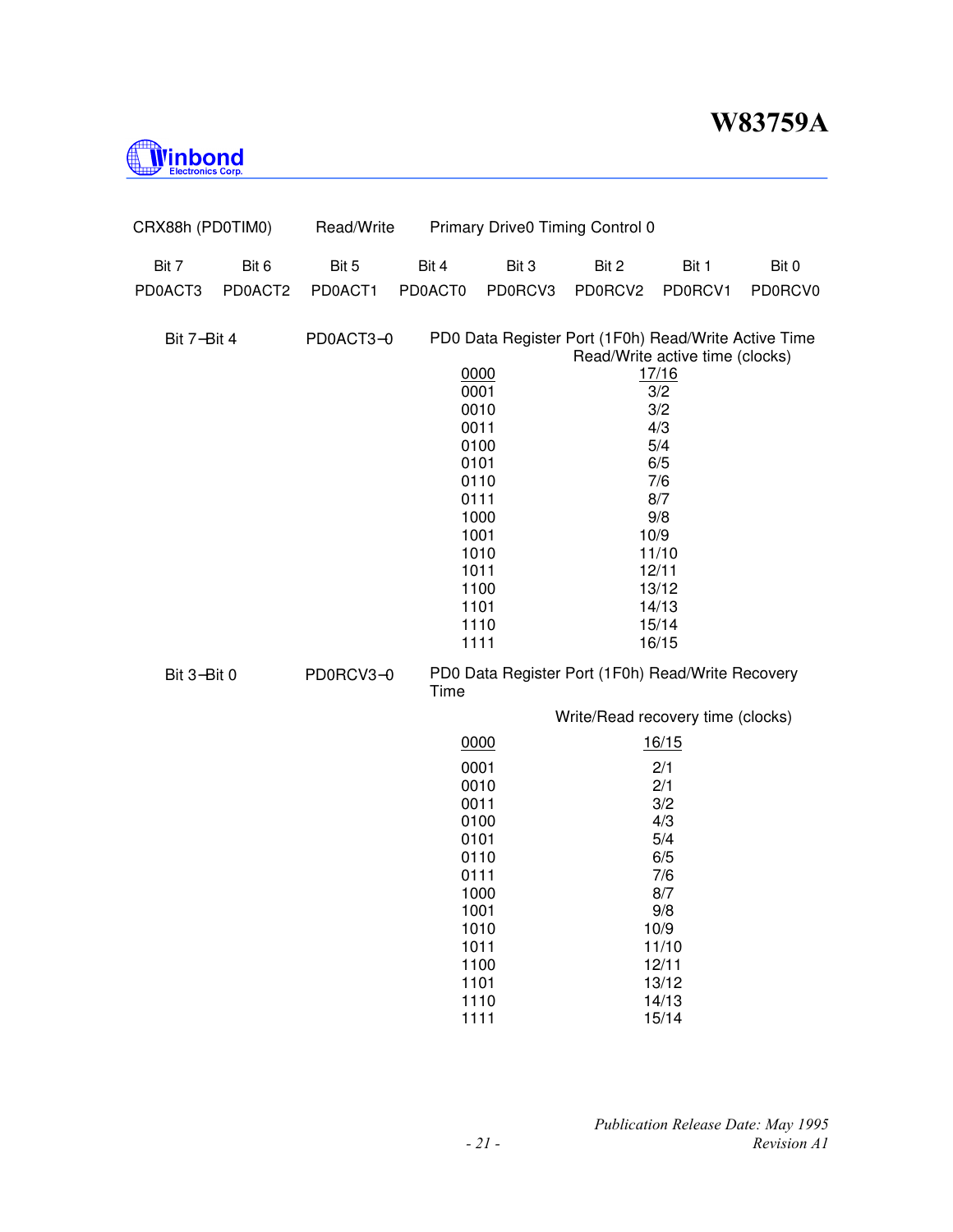CRX88h (PD0TIM0) Read/Write Primary Drive0 Timing Control 0

| Bit 7 | Bit 6 | Bit 5 | Bit 4 | Bit 3 | Bit 2 | Bit 1 | Bit 0 |
|---|---|---|---|---|---|---|---|
| PD0ACT3 | PD0ACT2 | PD0ACT1 | PD0ACT0 | PD0RCV3 | PD0RCV2 | PD0RCV1 | PD0RCV0 |

Bit 7−Bit 4 PD0ACT3−0 PD0 Data Register Port (1F0h) Read/Write Active Time

| | Read/Write active time (clocks) |
|---|---|
| <u>0000</u> | <u>17/16</u> |
| 0001 | 3/2 |
| 0010 | 3/2 |
| 0011 | 4/3 |
| 0100 | 5/4 |
| 0101 | 6/5 |
| 0110 | 7/6 |
| 0111 | 8/7 |
| 1000 | 9/8 |
| 1001 | 10/9 |
| 1010 | 11/10 |
| 1011 | 12/11 |
| 1100 | 13/12 |
| 1101 | 14/13 |
| 1110 | 15/14 |
| 1111 | 16/15 |

Bit 3−Bit 0 PD0RCV3−0 PD0 Data Register Port (1F0h) Read/Write Recovery Time

| | Write/Read recovery time (clocks) |
|---|---|
| <u>0000</u> | <u>16/15</u> |
| 0001 | 2/1 |
| 0010 | 2/1 |
| 0011 | 3/2 |
| 0100 | 4/3 |
| 0101 | 5/4 |
| 0110 | 6/5 |
| 0111 | 7/6 |
| 1000 | 8/7 |
| 1001 | 9/8 |
| 1010 | 10/9 |
| 1011 | 11/10 |
| 1100 | 12/11 |
| 1101 | 13/12 |
| 1110 | 14/13 |
| 1111 | 15/14 |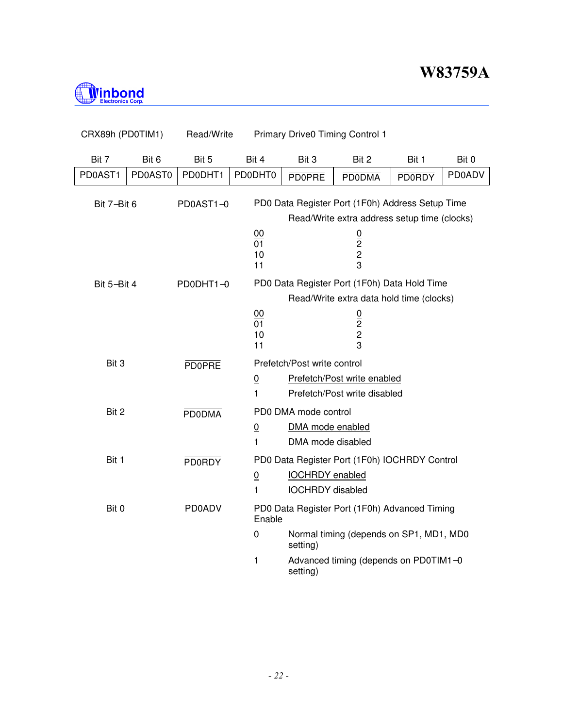CRX89h (PD0TIM1) Read/Write Primary Drive0 Timing Control 1

| Bit 7 | Bit 6 | Bit 5 | Bit 4 | Bit 3 | Bit 2 | Bit 1 | Bit 0 |
|---|---|---|---|---|---|---|---|
| PD0AST1 | PD0AST0 | PD0DHT1 | PD0DHT0 | $\overline{\text{PD0PRE}}$ | $\overline{\text{PD0DMA}}$ | $\overline{\text{PD0RDY}}$ | PD0ADV |

**Bit 7–Bit 6** PD0AST1–0

PD0 Data Register Port (1F0h) Address Setup Time

| | Read/Write extra address setup time (clocks) |
|---|---|
| <u>00</u> | <u>0</u> |
| 01 | 2 |
| 10 | 2 |
| 11 | 3 |

**Bit 5–Bit 4** PD0DHT1–0

PD0 Data Register Port (1F0h) Data Hold Time

| | Read/Write extra data hold time (clocks) |
|---|---|
| <u>00</u> | <u>0</u> |
| 01 | 2 |
| 10 | 2 |
| 11 | 3 |

**Bit 3** $\overline{\text{PD0PRE}}$

Prefetch/Post write control

- <u>0</u> <u>Prefetch/Post write enabled</u>
- 1 Prefetch/Post write disabled

**Bit 2** $\overline{\text{PD0DMA}}$

PD0 DMA mode control

- <u>0</u> <u>DMA mode enabled</u>
- 1 DMA mode disabled

**Bit 1** $\overline{\text{PD0RDY}}$

PD0 Data Register Port (1F0h) IOCHRDY Control

- <u>0</u> <u>IOCHRDY enabled</u>
- 1 IOCHRDY disabled

**Bit 0** PD0ADV

PD0 Data Register Port (1F0h) Advanced Timing Enable

- 0 Normal timing (depends on SP1, MD1, MD0 setting)
- 1 Advanced timing (depends on PD0TIM1–0 setting)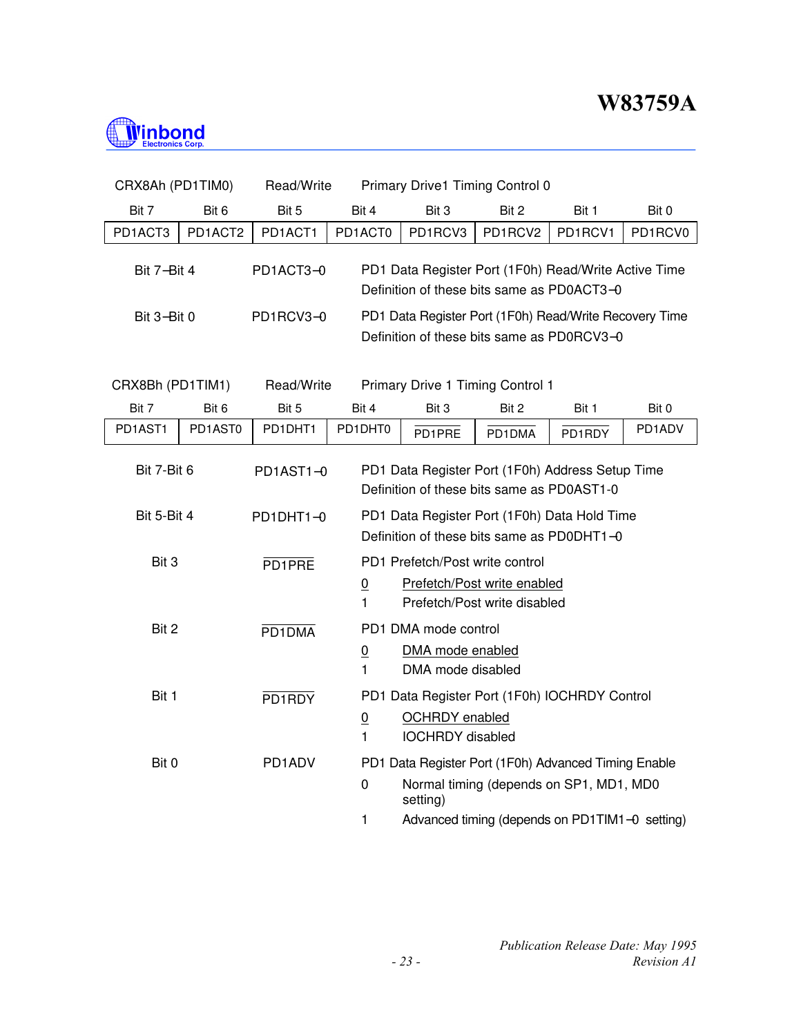CRX8Ah (PD1TIM0) Read/Write Primary Drive1 Timing Control 0

| Bit 7 | Bit 6 | Bit 5 | Bit 4 | Bit 3 | Bit 2 | Bit 1 | Bit 0 |
|---|---|---|---|---|---|---|---|
| PD1ACT3 | PD1ACT2 | PD1ACT1 | PD1ACT0 | PD1RCV3 | PD1RCV2 | PD1RCV1 | PD1RCV0 |

| Bit | Name | Description |
|---|---|---|
| Bit 7−Bit 4 | PD1ACT3−0 | PD1 Data Register Port (1F0h) Read/Write Active Time<br>Definition of these bits same as PD0ACT3−0 |
| Bit 3−Bit 0 | PD1RCV3−0 | PD1 Data Register Port (1F0h) Read/Write Recovery Time<br>Definition of these bits same as PD0RCV3−0 |

CRX8Bh (PD1TIM1) Read/Write Primary Drive 1 Timing Control 1

| Bit 7 | Bit 6 | Bit 5 | Bit 4 | Bit 3 | Bit 2 | Bit 1 | Bit 0 |
|---|---|---|---|---|---|---|---|
| PD1AST1 | PD1AST0 | PD1DHT1 | PD1DHT0 | $\overline{\text{PD1PRE}}$ | $\overline{\text{PD1DMA}}$ | $\overline{\text{PD1RDY}}$ | PD1ADV |

| Bit | Name | Description |
|---|---|---|
| Bit 7-Bit 6 | PD1AST1−0 | PD1 Data Register Port (1F0h) Address Setup Time<br>Definition of these bits same as PD0AST1-0 |
| Bit 5-Bit 4 | PD1DHT1−0 | PD1 Data Register Port (1F0h) Data Hold Time<br>Definition of these bits same as PD0DHT1−0 |
| Bit 3 | $\overline{\text{PD1PRE}}$ | PD1 Prefetch/Post write control<br><u>0</u> <u>Prefetch/Post write enabled</u><br>1 Prefetch/Post write disabled |
| Bit 2 | $\overline{\text{PD1DMA}}$ | PD1 DMA mode control<br><u>0</u> <u>DMA mode enabled</u><br>1 DMA mode disabled |
| Bit 1 | $\overline{\text{PD1RDY}}$ | PD1 Data Register Port (1F0h) IOCHRDY Control<br><u>0</u> <u>OCHRDY enabled</u><br>1 IOCHRDY disabled |
| Bit 0 | PD1ADV | PD1 Data Register Port (1F0h) Advanced Timing Enable<br>0 Normal timing (depends on SP1, MD1, MD0 setting)<br>1 Advanced timing (depends on PD1TIM1−0 setting) |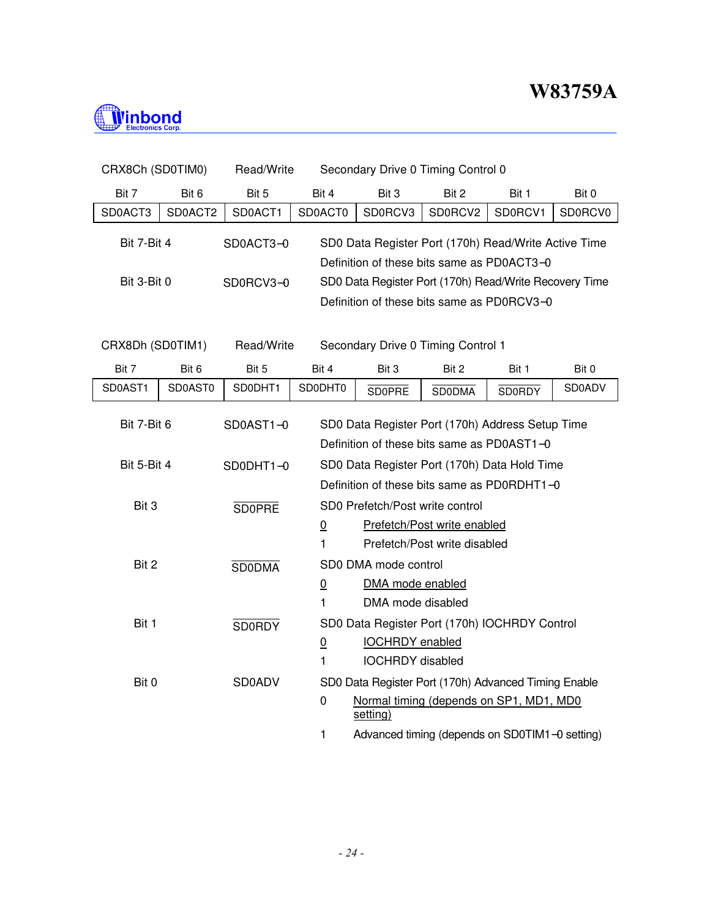CRX8Ch (SD0TIM0)    Read/Write    Secondary Drive 0 Timing Control 0

| Bit 7 | Bit 6 | Bit 5 | Bit 4 | Bit 3 | Bit 2 | Bit 1 | Bit 0 |
|---|---|---|---|---|---|---|---|
| SD0ACT3 | SD0ACT2 | SD0ACT1 | SD0ACT0 | SD0RCV3 | SD0RCV2 | SD0RCV1 | SD0RCV0 |

| | | |
|---|---|---|
| Bit 7-Bit 4 | SD0ACT3−0 | SD0 Data Register Port (170h) Read/Write Active Time<br>Definition of these bits same as PD0ACT3−0 |
| Bit 3-Bit 0 | SD0RCV3−0 | SD0 Data Register Port (170h) Read/Write Recovery Time<br>Definition of these bits same as PD0RCV3−0 |

CRX8Dh (SD0TIM1)    Read/Write    Secondary Drive 0 Timing Control 1

| Bit 7 | Bit 6 | Bit 5 | Bit 4 | Bit 3 | Bit 2 | Bit 1 | Bit 0 |
|---|---|---|---|---|---|---|---|
| SD0AST1 | SD0AST0 | SD0DHT1 | SD0DHT0 | $\overline{\text{SD0PRE}}$ | $\overline{\text{SD0DMA}}$ | $\overline{\text{SD0RDY}}$ | SD0ADV |

| | | |
|---|---|---|
| Bit 7-Bit 6 | SD0AST1−0 | SD0 Data Register Port (170h) Address Setup Time<br>Definition of these bits same as PD0AST1−0 |
| Bit 5-Bit 4 | SD0DHT1−0 | SD0 Data Register Port (170h) Data Hold Time<br>Definition of these bits same as PD0RDHT1−0 |
| Bit 3 | $\overline{\text{SD0PRE}}$ | SD0 Prefetch/Post write control<br><u>0    Prefetch/Post write enabled</u><br>1    Prefetch/Post write disabled |
| Bit 2 | $\overline{\text{SD0DMA}}$ | SD0 DMA mode control<br><u>0    DMA mode enabled</u><br>1    DMA mode disabled |
| Bit 1 | $\overline{\text{SD0RDY}}$ | SD0 Data Register Port (170h) IOCHRDY Control<br><u>0    IOCHRDY enabled</u><br>1    IOCHRDY disabled |
| Bit 0 | SD0ADV | SD0 Data Register Port (170h) Advanced Timing Enable<br>0    <u>Normal timing (depends on SP1, MD1, MD0 setting)</u><br>1    Advanced timing (depends on SD0TIM1−0 setting) |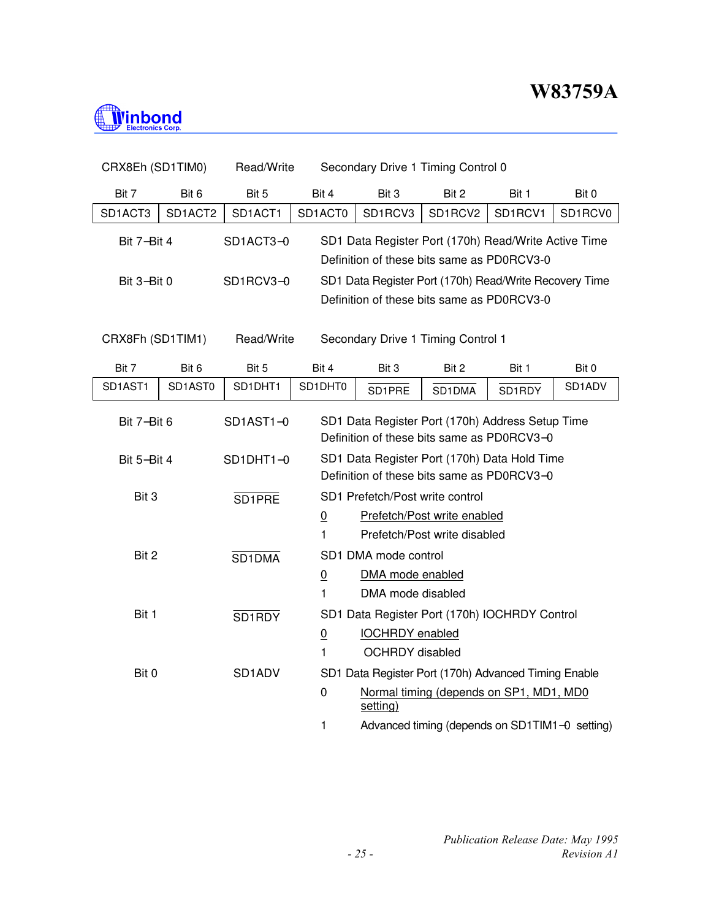CRX8Eh (SD1TIM0) Read/Write Secondary Drive 1 Timing Control 0

| Bit 7 | Bit 6 | Bit 5 | Bit 4 | Bit 3 | Bit 2 | Bit 1 | Bit 0 |
|---|---|---|---|---|---|---|---|
| SD1ACT3 | SD1ACT2 | SD1ACT1 | SD1ACT0 | SD1RCV3 | SD1RCV2 | SD1RCV1 | SD1RCV0 |

Bit 7−Bit 4 SD1ACT3−0 SD1 Data Register Port (170h) Read/Write Active Time
Definition of these bits same as PD0RCV3-0

Bit 3−Bit 0 SD1RCV3−0 SD1 Data Register Port (170h) Read/Write Recovery Time
Definition of these bits same as PD0RCV3-0

CRX8Fh (SD1TIM1) Read/Write Secondary Drive 1 Timing Control 1

| Bit 7 | Bit 6 | Bit 5 | Bit 4 | Bit 3 | Bit 2 | Bit 1 | Bit 0 |
|---|---|---|---|---|---|---|---|
| SD1AST1 | SD1AST0 | SD1DHT1 | SD1DHT0 | $\overline{SD1PRE}$ | $\overline{SD1DMA}$ | $\overline{SD1RDY}$ | SD1ADV |

Bit 7−Bit 6 SD1AST1−0 SD1 Data Register Port (170h) Address Setup Time
Definition of these bits same as PD0RCV3−0

Bit 5−Bit 4 SD1DHT1−0 SD1 Data Register Port (170h) Data Hold Time
Definition of these bits same as PD0RCV3−0

Bit 3 $\overline{SD1PRE}$ SD1 Prefetch/Post write control
- 0 Prefetch/Post write enabled
- 1 Prefetch/Post write disabled

Bit 2 $\overline{SD1DMA}$ SD1 DMA mode control
- 0 DMA mode enabled
- 1 DMA mode disabled

Bit 1 $\overline{SD1RDY}$ SD1 Data Register Port (170h) IOCHRDY Control
- 0 IOCHRDY enabled
- 1 OCHRDY disabled

Bit 0 SD1ADV SD1 Data Register Port (170h) Advanced Timing Enable
- 0 Normal timing (depends on SP1, MD1, MD0 setting)
- 1 Advanced timing (depends on SD1TIM1−0 setting)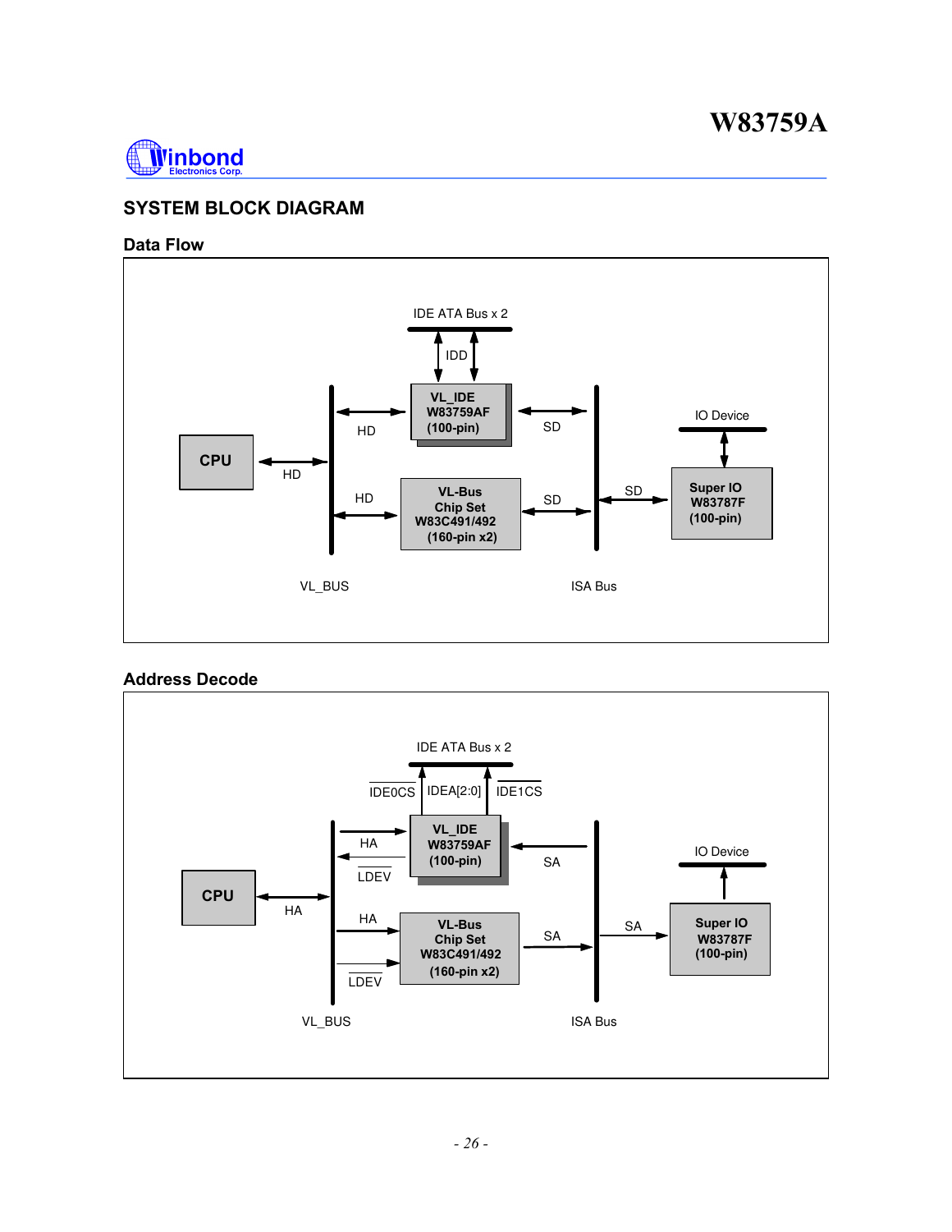## SYSTEM BLOCK DIAGRAM

### Data Flow

IDE ATA Bus x 2

IDD

VL_IDE
W83759AF
(100-pin)

HD

SD

IO Device

CPU

HD

HD

VL-Bus
Chip Set
W83C491/492
(160-pin x2)

SD

SD

Super IO
W83787F
(100-pin)

VL_BUS

ISA Bus

### Address Decode

IDE ATA Bus x 2

IDE0CS IDEA[2:0] IDE1CS

HA

VL_IDE
W83759AF
(100-pin)

LDEV

SA

IO Device

CPU

HA

HA

VL-Bus
Chip Set
W83C491/492
(160-pin x2)

SA

SA

Super IO
W83787F
(100-pin)

LDEV

VL_BUS

ISA Bus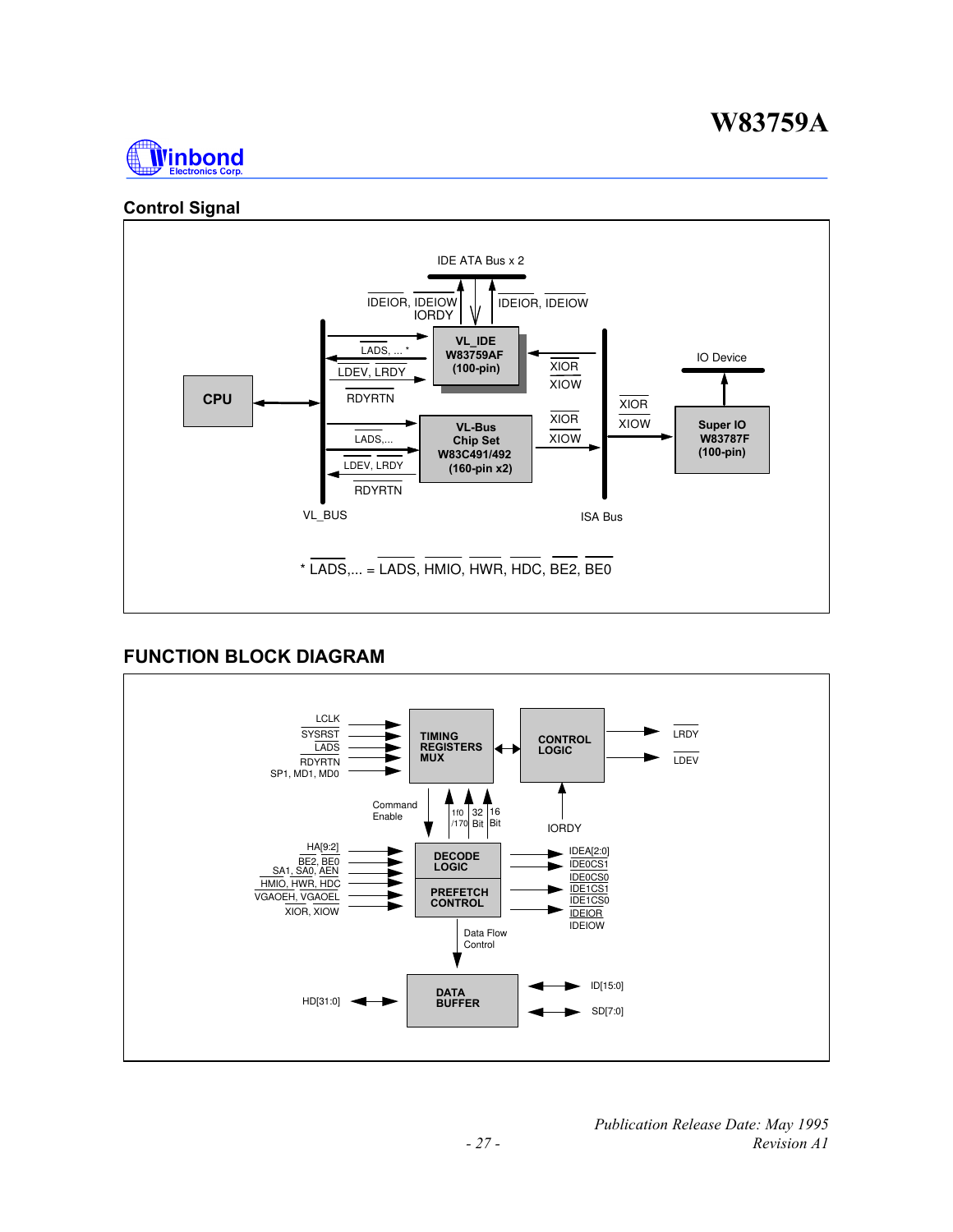## Control Signal

IDE ATA Bus x 2

IDEIOR, IDEIOW
IORDY

IDEIOR, IDEIOW

LADS, ... *

LDEV, LRDY

RDYRTN

VL_IDE
W83759AF
(100-pin)

XIOR
XIOW

IO Device

CPU

XIOR
XIOW

Super IO
W83787F
(100-pin)

LADS,...

LDEV, LRDY

RDYRTN

VL-Bus
Chip Set
W83C491/492
(160-pin x2)

XIOR
XIOW

VL_BUS

ISA Bus

\* LADS,... = LADS, HMIO, HWR, HDC, BE2, BE0

## FUNCTION BLOCK DIAGRAM

LCLK
SYSRST
LADS
RDYRTN
SP1, MD1, MD0

TIMING
REGISTERS
MUX

CONTROL
LOGIC

LRDY
LDEV

Command
Enable

1f0/170

32 Bit

16 Bit

IORDY

HA[9:2]
BE2, BE0
SA1, SA0, AEN
HMIO, HWR, HDC
VGAOEH, VGAOEL
XIOR, XIOW

DECODE
LOGIC

PREFETCH
CONTROL

IDEA[2:0]
IDE0CS1
IDE0CS0
IDE1CS1
IDE1CS0
IDEIOR
IDEIOW

Data Flow
Control

HD[31:0]

DATA
BUFFER

ID[15:0]
SD[7:0]

*Publication Release Date: May 1995*
*Revision A1*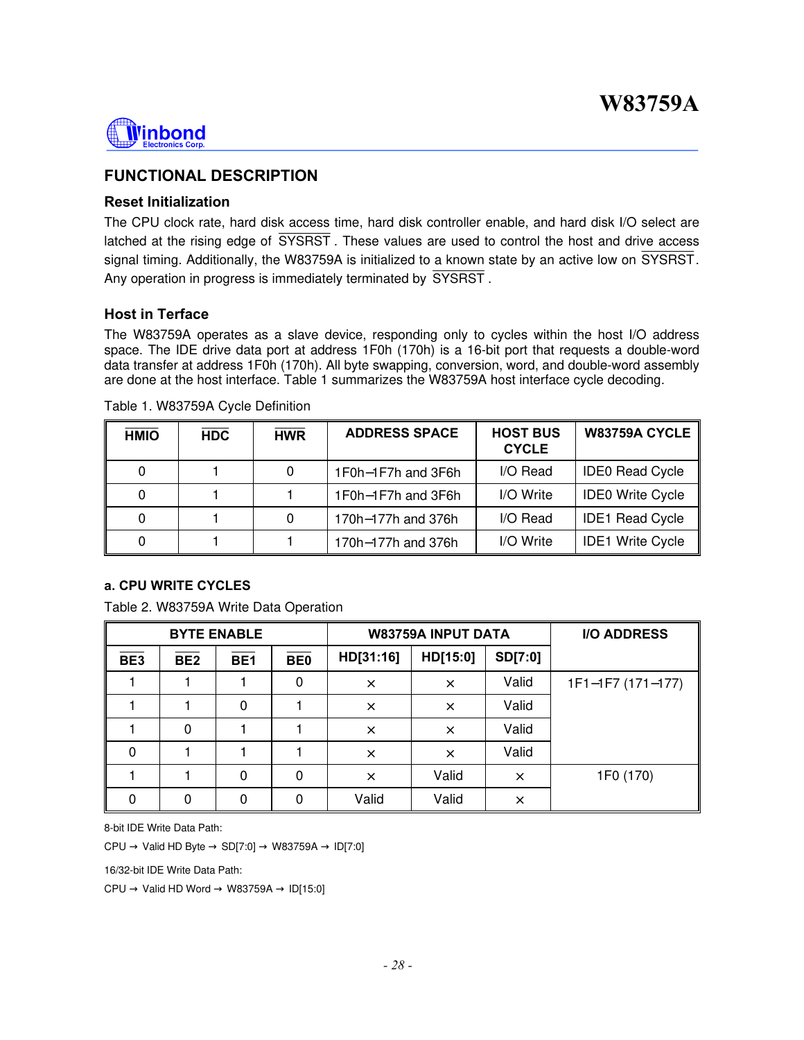## FUNCTIONAL DESCRIPTION

### Reset Initialization

The CPU clock rate, hard disk access time, hard disk controller enable, and hard disk I/O select are latched at the rising edge of $\overline{\text{SYSRST}}$. These values are used to control the host and drive access signal timing. Additionally, the W83759A is initialized to a known state by an active low on $\overline{\text{SYSRST}}$. Any operation in progress is immediately terminated by $\overline{\text{SYSRST}}$.

### Host in Terface

The W83759A operates as a slave device, responding only to cycles within the host I/O address space. The IDE drive data port at address 1F0h (170h) is a 16-bit port that requests a double-word data transfer at address 1F0h (170h). All byte swapping, conversion, word, and double-word assembly are done at the host interface. Table 1 summarizes the W83759A host interface cycle decoding.

Table 1. W83759A Cycle Definition

| $\overline{\text{HMIO}}$ | $\overline{\text{HDC}}$ | $\overline{\text{HWR}}$ | ADDRESS SPACE | HOST BUS CYCLE | W83759A CYCLE |
|---|---|---|---|---|---|
| 0 | 1 | 0 | 1F0h–1F7h and 3F6h | I/O Read | IDE0 Read Cycle |
| 0 | 1 | 1 | 1F0h–1F7h and 3F6h | I/O Write | IDE0 Write Cycle |
| 0 | 1 | 0 | 170h–177h and 376h | I/O Read | IDE1 Read Cycle |
| 0 | 1 | 1 | 170h–177h and 376h | I/O Write | IDE1 Write Cycle |

**a. CPU WRITE CYCLES**

Table 2. W83759A Write Data Operation

| BYTE ENABLE | | | | W83759A INPUT DATA | | | I/O ADDRESS |
|---|---|---|---|---|---|---|---|
| $\overline{\text{BE3}}$ | $\overline{\text{BE2}}$ | $\overline{\text{BE1}}$ | $\overline{\text{BE0}}$ | HD[31:16] | HD[15:0] | SD[7:0] | |
| 1 | 1 | 1 | 0 | × | × | Valid | 1F1–1F7 (171–177) |
| 1 | 1 | 0 | 1 | × | × | Valid | |
| 1 | 0 | 1 | 1 | × | × | Valid | |
| 0 | 1 | 1 | 1 | × | × | Valid | |
| 1 | 1 | 0 | 0 | × | Valid | × | 1F0 (170) |
| 0 | 0 | 0 | 0 | Valid | Valid | × | |

8-bit IDE Write Data Path:

CPU → Valid HD Byte → SD[7:0] → W83759A → ID[7:0]

16/32-bit IDE Write Data Path:

CPU → Valid HD Word → W83759A → ID[15:0]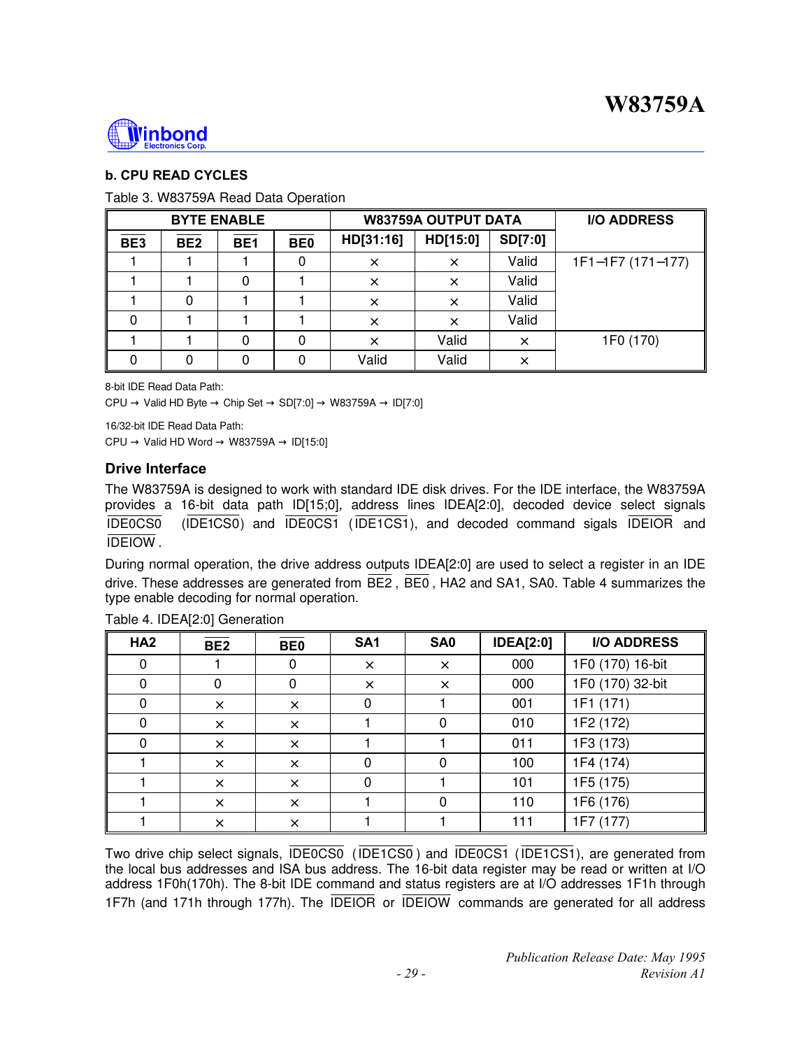### b. CPU READ CYCLES

Table 3. W83759A Read Data Operation

| BYTE ENABLE | | | | W83759A OUTPUT DATA | | | I/O ADDRESS |
|---|---|---|---|---|---|---|---|
| $\overline{BE3}$ | $\overline{BE2}$ | $\overline{BE1}$ | $\overline{BE0}$ | HD[31:16] | HD[15:0] | SD[7:0] | |
| 1 | 1 | 1 | 0 | × | × | Valid | 1F1–1F7 (171–177) |
| 1 | 1 | 0 | 1 | × | × | Valid | |
| 1 | 0 | 1 | 1 | × | × | Valid | |
| 0 | 1 | 1 | 1 | × | × | Valid | |
| 1 | 1 | 0 | 0 | × | Valid | × | 1F0 (170) |
| 0 | 0 | 0 | 0 | Valid | Valid | × | |

8-bit IDE Read Data Path:

CPU → Valid HD Byte → Chip Set → SD[7:0] → W83759A → ID[7:0]

16/32-bit IDE Read Data Path:

CPU → Valid HD Word → W83759A → ID[15:0]

### Drive Interface

The W83759A is designed to work with standard IDE disk drives. For the IDE interface, the W83759A provides a 16-bit data path ID[15;0], address lines IDEA[2:0], decoded device select signals $\overline{IDE0CS0}$ ($\overline{IDE1CS0}$) and $\overline{IDE0CS1}$ ($\overline{IDE1CS1}$), and decoded command sigals $\overline{IDEIOR}$ and $\overline{IDEIOW}$.

During normal operation, the drive address outputs IDEA[2:0] are used to select a register in an IDE drive. These addresses are generated from $\overline{BE2}$, $\overline{BE0}$, HA2 and SA1, SA0. Table 4 summarizes the type enable decoding for normal operation.

Table 4. IDEA[2:0] Generation

| HA2 | $\overline{BE2}$ | $\overline{BE0}$ | SA1 | SA0 | IDEA[2:0] | I/O ADDRESS |
|---|---|---|---|---|---|---|
| 0 | 1 | 0 | × | × | 000 | 1F0 (170) 16-bit |
| 0 | 0 | 0 | × | × | 000 | 1F0 (170) 32-bit |
| 0 | × | × | 0 | 1 | 001 | 1F1 (171) |
| 0 | × | × | 1 | 0 | 010 | 1F2 (172) |
| 0 | × | × | 1 | 1 | 011 | 1F3 (173) |
| 1 | × | × | 0 | 0 | 100 | 1F4 (174) |
| 1 | × | × | 0 | 1 | 101 | 1F5 (175) |
| 1 | × | × | 1 | 0 | 110 | 1F6 (176) |
| 1 | × | × | 1 | 1 | 111 | 1F7 (177) |

Two drive chip select signals, $\overline{IDE0CS0}$ ($\overline{IDE1CS0}$) and $\overline{IDE0CS1}$ ($\overline{IDE1CS1}$), are generated from the local bus addresses and ISA bus address. The 16-bit data register may be read or written at I/O address 1F0h(170h). The 8-bit IDE command and status registers are at I/O addresses 1F1h through 1F7h (and 171h through 177h). The $\overline{IDEIOR}$ or $\overline{IDEIOW}$ commands are generated for all address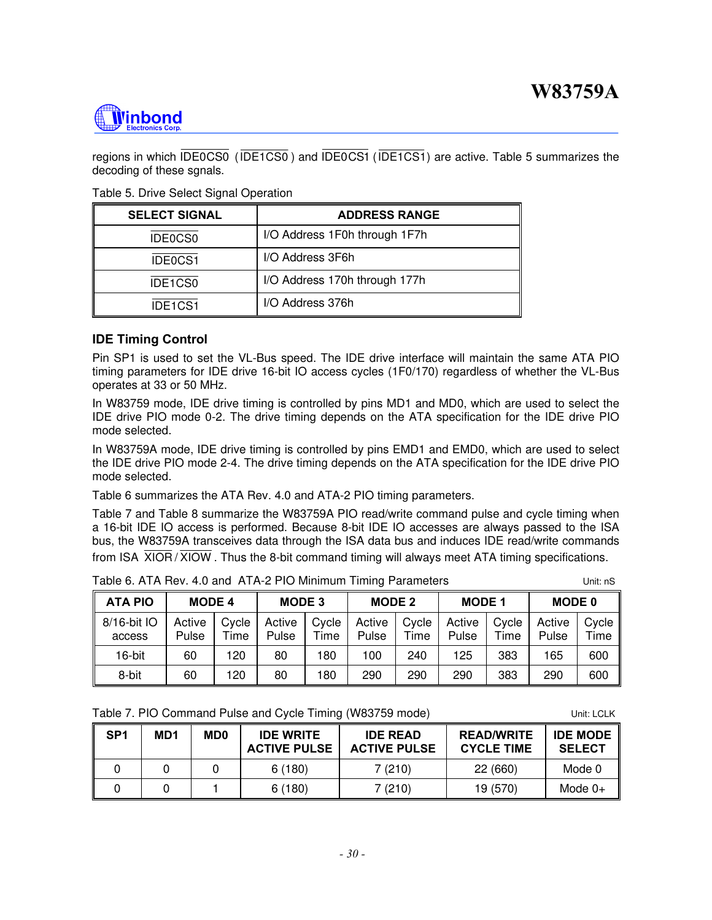regions in which $\overline{\text{IDE0CS0}}$ ($\overline{\text{IDE1CS0}}$) and $\overline{\text{IDE0CS1}}$ ($\overline{\text{IDE1CS1}}$) are active. Table 5 summarizes the decoding of these sgnals.

Table 5. Drive Select Signal Operation

| SELECT SIGNAL | ADDRESS RANGE |
|---|---|
| $\overline{\text{IDE0CS0}}$ | I/O Address 1F0h through 1F7h |
| $\overline{\text{IDE0CS1}}$ | I/O Address 3F6h |
| $\overline{\text{IDE1CS0}}$ | I/O Address 170h through 177h |
| $\overline{\text{IDE1CS1}}$ | I/O Address 376h |

### IDE Timing Control

Pin SP1 is used to set the VL-Bus speed. The IDE drive interface will maintain the same ATA PIO timing parameters for IDE drive 16-bit IO access cycles (1F0/170) regardless of whether the VL-Bus operates at 33 or 50 MHz.

In W83759 mode, IDE drive timing is controlled by pins MD1 and MD0, which are used to select the IDE drive PIO mode 0-2. The drive timing depends on the ATA specification for the IDE drive PIO mode selected.

In W83759A mode, IDE drive timing is controlled by pins EMD1 and EMD0, which are used to select the IDE drive PIO mode 2-4. The drive timing depends on the ATA specification for the IDE drive PIO mode selected.

Table 6 summarizes the ATA Rev. 4.0 and ATA-2 PIO timing parameters.

Table 7 and Table 8 summarize the W83759A PIO read/write command pulse and cycle timing when a 16-bit IDE IO access is performed. Because 8-bit IDE IO accesses are always passed to the ISA bus, the W83759A transceives data through the ISA data bus and induces IDE read/write commands from ISA $\overline{\text{XIOR}}$/$\overline{\text{XIOW}}$. Thus the 8-bit command timing will always meet ATA timing specifications.

Table 6. ATA Rev. 4.0 and ATA-2 PIO Minimum Timing Parameters　　Unit: nS

| ATA PIO | MODE 4 | | MODE 3 | | MODE 2 | | MODE 1 | | MODE 0 | |
|---|---|---|---|---|---|---|---|---|---|---|
| 8/16-bit IO access | Active Pulse | Cycle Time | Active Pulse | Cycle Time | Active Pulse | Cycle Time | Active Pulse | Cycle Time | Active Pulse | Cycle Time |
| 16-bit | 60 | 120 | 80 | 180 | 100 | 240 | 125 | 383 | 165 | 600 |
| 8-bit | 60 | 120 | 80 | 180 | 290 | 290 | 290 | 383 | 290 | 600 |

Table 7. PIO Command Pulse and Cycle Timing (W83759 mode)　　Unit: LCLK

| SP1 | MD1 | MD0 | IDE WRITE ACTIVE PULSE | IDE READ ACTIVE PULSE | READ/WRITE CYCLE TIME | IDE MODE SELECT |
|---|---|---|---|---|---|---|
| 0 | 0 | 0 | 6 (180) | 7 (210) | 22 (660) | Mode 0 |
| 0 | 0 | 1 | 6 (180) | 7 (210) | 19 (570) | Mode 0+ |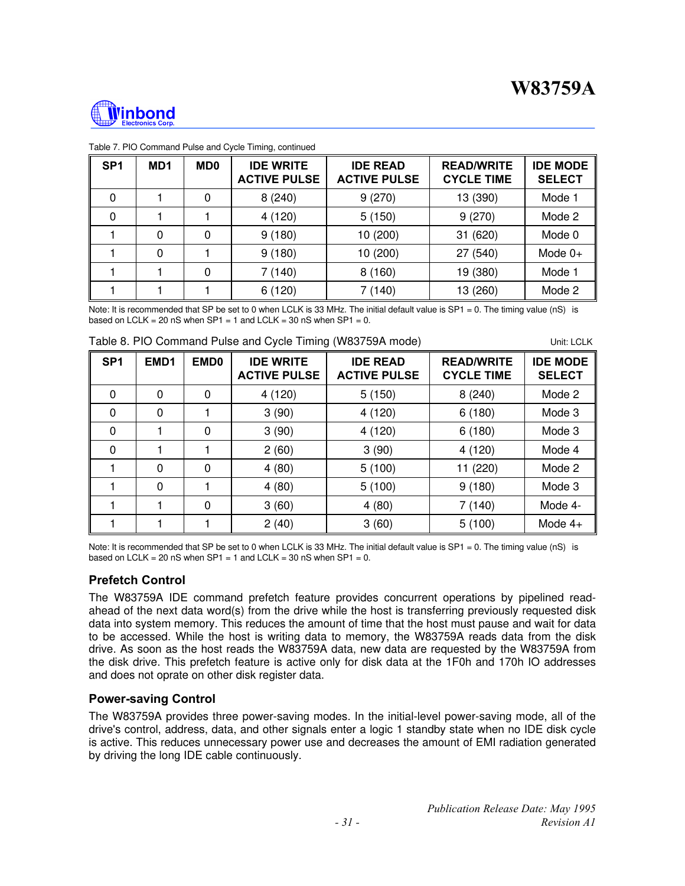Table 7. PIO Command Pulse and Cycle Timing, continued

| SP1 | MD1 | MD0 | IDE WRITE ACTIVE PULSE | IDE READ ACTIVE PULSE | READ/WRITE CYCLE TIME | IDE MODE SELECT |
|---|---|---|---|---|---|---|
| 0 | 1 | 0 | 8 (240) | 9 (270) | 13 (390) | Mode 1 |
| 0 | 1 | 1 | 4 (120) | 5 (150) | 9 (270) | Mode 2 |
| 1 | 0 | 0 | 9 (180) | 10 (200) | 31 (620) | Mode 0 |
| 1 | 0 | 1 | 9 (180) | 10 (200) | 27 (540) | Mode 0+ |
| 1 | 1 | 0 | 7 (140) | 8 (160) | 19 (380) | Mode 1 |
| 1 | 1 | 1 | 6 (120) | 7 (140) | 13 (260) | Mode 2 |

Note: It is recommended that SP be set to 0 when LCLK is 33 MHz. The initial default value is SP1 = 0. The timing value (nS) is based on LCLK = 20 nS when SP1 = 1 and LCLK = 30 nS when SP1 = 0.

Table 8. PIO Command Pulse and Cycle Timing (W83759A mode) Unit: LCLK

| SP1 | EMD1 | EMD0 | IDE WRITE ACTIVE PULSE | IDE READ ACTIVE PULSE | READ/WRITE CYCLE TIME | IDE MODE SELECT |
|---|---|---|---|---|---|---|
| 0 | 0 | 0 | 4 (120) | 5 (150) | 8 (240) | Mode 2 |
| 0 | 0 | 1 | 3 (90) | 4 (120) | 6 (180) | Mode 3 |
| 0 | 1 | 0 | 3 (90) | 4 (120) | 6 (180) | Mode 3 |
| 0 | 1 | 1 | 2 (60) | 3 (90) | 4 (120) | Mode 4 |
| 1 | 0 | 0 | 4 (80) | 5 (100) | 11 (220) | Mode 2 |
| 1 | 0 | 1 | 4 (80) | 5 (100) | 9 (180) | Mode 3 |
| 1 | 1 | 0 | 3 (60) | 4 (80) | 7 (140) | Mode 4- |
| 1 | 1 | 1 | 2 (40) | 3 (60) | 5 (100) | Mode 4+ |

Note: It is recommended that SP be set to 0 when LCLK is 33 MHz. The initial default value is SP1 = 0. The timing value (nS) is based on LCLK = 20 nS when SP1 = 1 and LCLK = 30 nS when SP1 = 0.

### Prefetch Control

The W83759A IDE command prefetch feature provides concurrent operations by pipelined read-ahead of the next data word(s) from the drive while the host is transferring previously requested disk data into system memory. This reduces the amount of time that the host must pause and wait for data to be accessed. While the host is writing data to memory, the W83759A reads data from the disk drive. As soon as the host reads the W83759A data, new data are requested by the W83759A from the disk drive. This prefetch feature is active only for disk data at the 1F0h and 170h IO addresses and does not oprate on other disk register data.

### Power-saving Control

The W83759A provides three power-saving modes. In the initial-level power-saving mode, all of the drive's control, address, data, and other signals enter a logic 1 standby state when no IDE disk cycle is active. This reduces unnecessary power use and decreases the amount of EMI radiation generated by driving the long IDE cable continuously.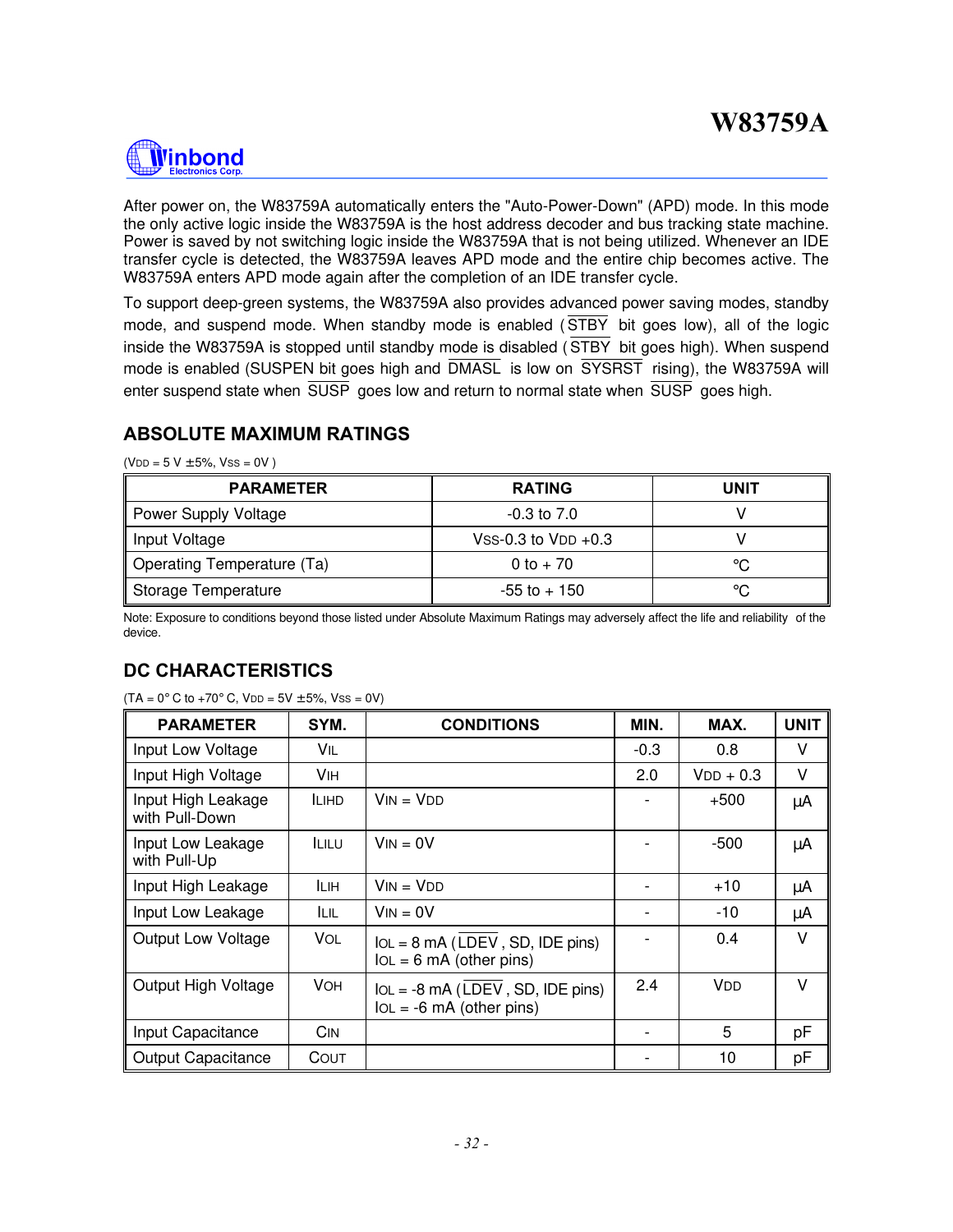After power on, the W83759A automatically enters the "Auto-Power-Down" (APD) mode. In this mode the only active logic inside the W83759A is the host address decoder and bus tracking state machine. Power is saved by not switching logic inside the W83759A that is not being utilized. Whenever an IDE transfer cycle is detected, the W83759A leaves APD mode and the entire chip becomes active. The W83759A enters APD mode again after the completion of an IDE transfer cycle.

To support deep-green systems, the W83759A also provides advanced power saving modes, standby mode, and suspend mode. When standby mode is enabled ($\overline{\text{STBY}}$ bit goes low), all of the logic inside the W83759A is stopped until standby mode is disabled ($\overline{\text{STBY}}$ bit goes high). When suspend mode is enabled (SUSPEN bit goes high and $\overline{\text{DMASL}}$ is low on $\overline{\text{SYSRST}}$ rising), the W83759A will enter suspend state when $\overline{\text{SUSP}}$ goes low and return to normal state when $\overline{\text{SUSP}}$ goes high.

## ABSOLUTE MAXIMUM RATINGS

($V_{DD}$ = 5 V ±5%, $V_{SS}$ = 0V )

| PARAMETER | RATING | UNIT |
|---|---|---|
| Power Supply Voltage | -0.3 to 7.0 | V |
| Input Voltage | $V_{SS}$-0.3 to $V_{DD}$ +0.3 | V |
| Operating Temperature (Ta) | 0 to + 70 | °C |
| Storage Temperature | -55 to + 150 | °C |

Note: Exposure to conditions beyond those listed under Absolute Maximum Ratings may adversely affect the life and reliability of the device.

## DC CHARACTERISTICS

($T_A$ = 0° C to +70° C, $V_{DD}$ = 5V ±5%, $V_{SS}$ = 0V)

| PARAMETER | SYM. | CONDITIONS | MIN. | MAX. | UNIT |
|---|---|---|---|---|---|
| Input Low Voltage | $V_{IL}$ | | -0.3 | 0.8 | V |
| Input High Voltage | $V_{IH}$ | | 2.0 | $V_{DD}$ + 0.3 | V |
| Input High Leakage with Pull-Down | $I_{LIHD}$ | $V_{IN}$ = $V_{DD}$ | - | +500 | µA |
| Input Low Leakage with Pull-Up | $I_{LILU}$ | $V_{IN}$ = 0V | - | -500 | µA |
| Input High Leakage | $I_{LIH}$ | $V_{IN}$ = $V_{DD}$ | - | +10 | µA |
| Input Low Leakage | $I_{LIL}$ | $V_{IN}$ = 0V | - | -10 | µA |
| Output Low Voltage | $V_{OL}$ | $I_{OL}$ = 8 mA ($\overline{\text{LDEV}}$, SD, IDE pins)<br>$I_{OL}$ = 6 mA (other pins) | - | 0.4 | V |
| Output High Voltage | $V_{OH}$ | $I_{OL}$ = -8 mA ($\overline{\text{LDEV}}$, SD, IDE pins)<br>$I_{OL}$ = -6 mA (other pins) | 2.4 | $V_{DD}$ | V |
| Input Capacitance | $C_{IN}$ | | - | 5 | pF |
| Output Capacitance | $C_{OUT}$ | | - | 10 | pF |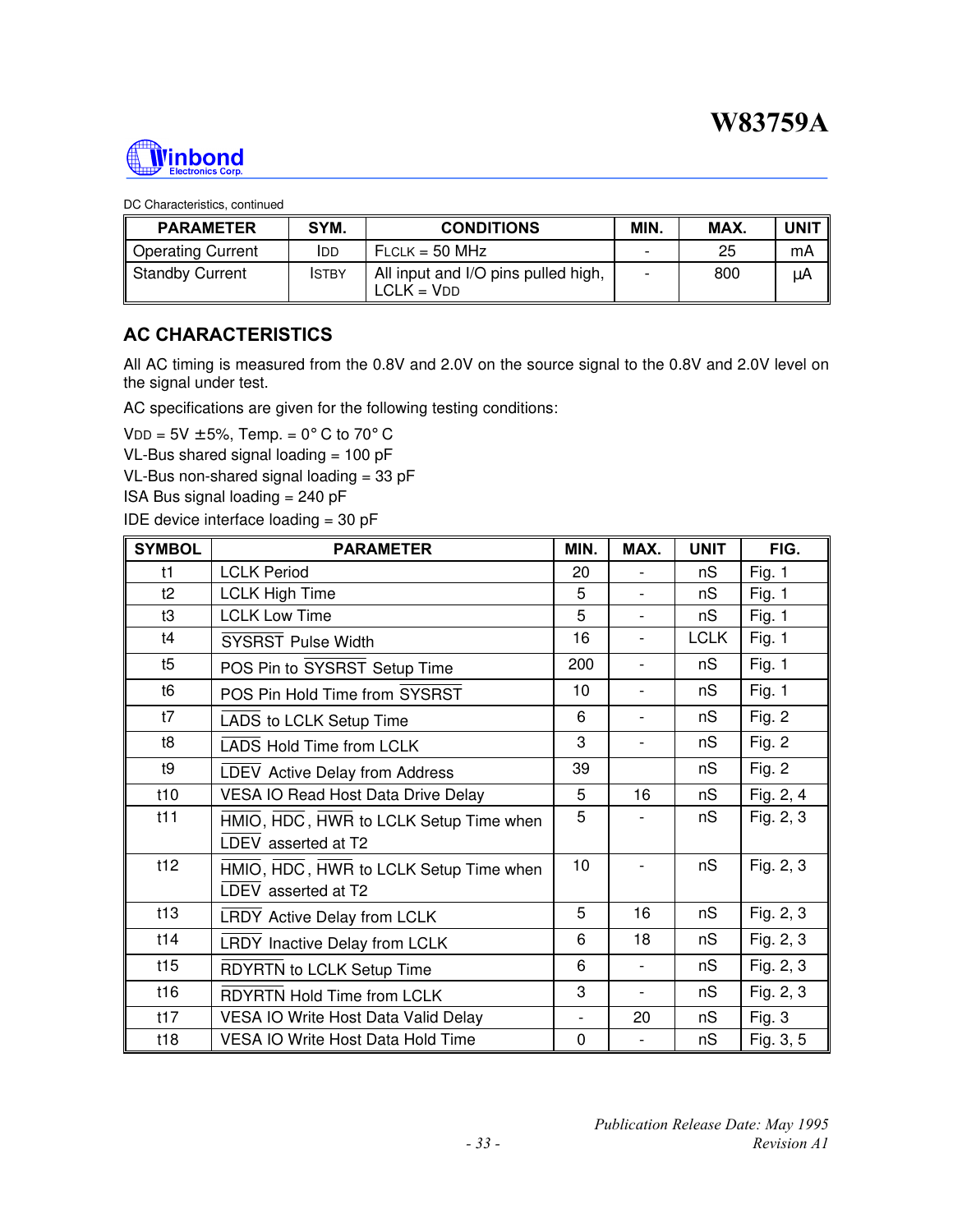DC Characteristics, continued

| PARAMETER | SYM. | CONDITIONS | MIN. | MAX. | UNIT |
| --- | --- | --- | --- | --- | --- |
| Operating Current | IDD | FLCLK = 50 MHz | - | 25 | mA |
| Standby Current | ISTBY | All input and I/O pins pulled high, LCLK = VDD | - | 800 | μA |

## AC CHARACTERISTICS

All AC timing is measured from the 0.8V and 2.0V on the source signal to the 0.8V and 2.0V level on the signal under test.

AC specifications are given for the following testing conditions:

VDD = 5V ±5%, Temp. = 0° C to 70° C
VL-Bus shared signal loading = 100 pF
VL-Bus non-shared signal loading = 33 pF
ISA Bus signal loading = 240 pF
IDE device interface loading = 30 pF

| SYMBOL | PARAMETER | MIN. | MAX. | UNIT | FIG. |
| --- | --- | --- | --- | --- | --- |
| t1 | LCLK Period | 20 | - | nS | Fig. 1 |
| t2 | LCLK High Time | 5 | - | nS | Fig. 1 |
| t3 | LCLK Low Time | 5 | - | nS | Fig. 1 |
| t4 | $\overline{\text{SYSRST}}$ Pulse Width | 16 | - | LCLK | Fig. 1 |
| t5 | POS Pin to $\overline{\text{SYSRST}}$ Setup Time | 200 | - | nS | Fig. 1 |
| t6 | POS Pin Hold Time from $\overline{\text{SYSRST}}$ | 10 | - | nS | Fig. 1 |
| t7 | $\overline{\text{LADS}}$ to LCLK Setup Time | 6 | - | nS | Fig. 2 |
| t8 | $\overline{\text{LADS}}$ Hold Time from LCLK | 3 | - | nS | Fig. 2 |
| t9 | $\overline{\text{LDEV}}$ Active Delay from Address | 39 | | nS | Fig. 2 |
| t10 | VESA IO Read Host Data Drive Delay | 5 | 16 | nS | Fig. 2, 4 |
| t11 | $\overline{\text{HMIO}}$, $\overline{\text{HDC}}$, $\overline{\text{HWR}}$ to LCLK Setup Time when $\overline{\text{LDEV}}$ asserted at T2 | 5 | - | nS | Fig. 2, 3 |
| t12 | $\overline{\text{HMIO}}$, $\overline{\text{HDC}}$, $\overline{\text{HWR}}$ to LCLK Setup Time when $\overline{\text{LDEV}}$ asserted at T2 | 10 | - | nS | Fig. 2, 3 |
| t13 | $\overline{\text{LRDY}}$ Active Delay from LCLK | 5 | 16 | nS | Fig. 2, 3 |
| t14 | $\overline{\text{LRDY}}$ Inactive Delay from LCLK | 6 | 18 | nS | Fig. 2, 3 |
| t15 | $\overline{\text{RDYRTN}}$ to LCLK Setup Time | 6 | - | nS | Fig. 2, 3 |
| t16 | $\overline{\text{RDYRTN}}$ Hold Time from LCLK | 3 | - | nS | Fig. 2, 3 |
| t17 | VESA IO Write Host Data Valid Delay | - | 20 | nS | Fig. 3 |
| t18 | VESA IO Write Host Data Hold Time | 0 | - | nS | Fig. 3, 5 |

*Publication Release Date: May 1995*
*Revision A1*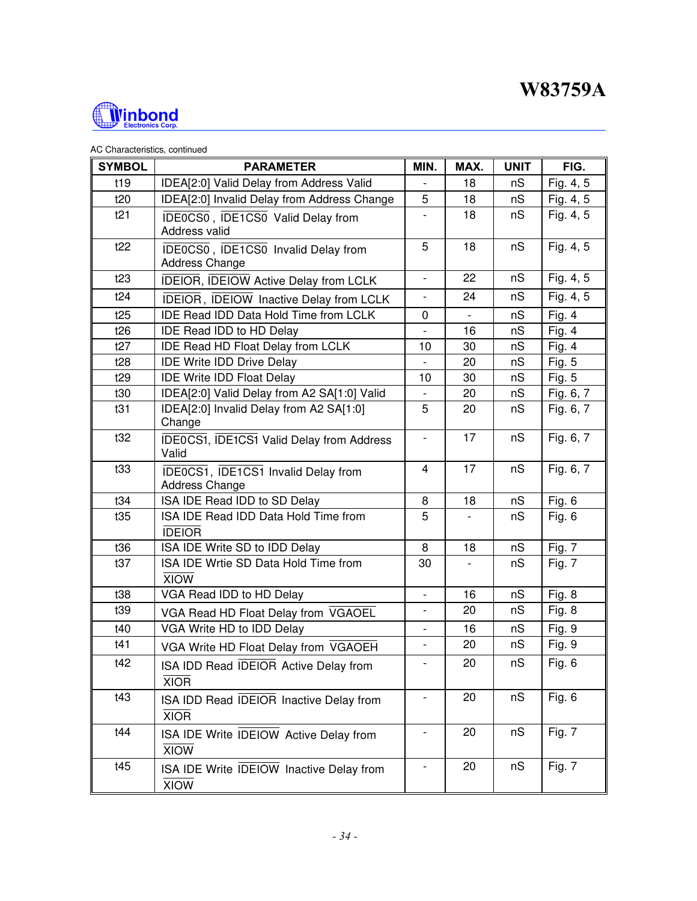AC Characteristics, continued

| SYMBOL | PARAMETER | MIN. | MAX. | UNIT | FIG. |
|---|---|---|---|---|---|
| t19 | IDEA[2:0] Valid Delay from Address Valid | - | 18 | nS | Fig. 4, 5 |
| t20 | IDEA[2:0] Invalid Delay from Address Change | 5 | 18 | nS | Fig. 4, 5 |
| t21 | $\overline{IDE0CS0}$, $\overline{IDE1CS0}$ Valid Delay from Address valid | - | 18 | nS | Fig. 4, 5 |
| t22 | $\overline{IDE0CS0}$, $\overline{IDE1CS0}$ Invalid Delay from Address Change | 5 | 18 | nS | Fig. 4, 5 |
| t23 | $\overline{IDEIOR}$, $\overline{IDEIOW}$ Active Delay from LCLK | - | 22 | nS | Fig. 4, 5 |
| t24 | $\overline{IDEIOR}$, $\overline{IDEIOW}$ Inactive Delay from LCLK | - | 24 | nS | Fig. 4, 5 |
| t25 | IDE Read IDD Data Hold Time from LCLK | 0 | - | nS | Fig. 4 |
| t26 | IDE Read IDD to HD Delay | - | 16 | nS | Fig. 4 |
| t27 | IDE Read HD Float Delay from LCLK | 10 | 30 | nS | Fig. 4 |
| t28 | IDE Write IDD Drive Delay | - | 20 | nS | Fig. 5 |
| t29 | IDE Write IDD Float Delay | 10 | 30 | nS | Fig. 5 |
| t30 | IDEA[2:0] Valid Delay from A2 SA[1:0] Valid | - | 20 | nS | Fig. 6, 7 |
| t31 | IDEA[2:0] Invalid Delay from A2 SA[1:0] Change | 5 | 20 | nS | Fig. 6, 7 |
| t32 | $\overline{IDE0CS1}$, $\overline{IDE1CS1}$ Valid Delay from Address Valid | - | 17 | nS | Fig. 6, 7 |
| t33 | $\overline{IDE0CS1}$, $\overline{IDE1CS1}$ Invalid Delay from Address Change | 4 | 17 | nS | Fig. 6, 7 |
| t34 | ISA IDE Read IDD to SD Delay | 8 | 18 | nS | Fig. 6 |
| t35 | ISA IDE Read IDD Data Hold Time from $\overline{IDEIOR}$ | 5 | - | nS | Fig. 6 |
| t36 | ISA IDE Write SD to IDD Delay | 8 | 18 | nS | Fig. 7 |
| t37 | ISA IDE Wrtie SD Data Hold Time from $\overline{XIOW}$ | 30 | - | nS | Fig. 7 |
| t38 | VGA Read IDD to HD Delay | - | 16 | nS | Fig. 8 |
| t39 | VGA Read HD Float Delay from $\overline{VGAOEL}$ | - | 20 | nS | Fig. 8 |
| t40 | VGA Write HD to IDD Delay | - | 16 | nS | Fig. 9 |
| t41 | VGA Write HD Float Delay from $\overline{VGAOEH}$ | - | 20 | nS | Fig. 9 |
| t42 | ISA IDD Read $\overline{IDEIOR}$ Active Delay from $\overline{XIOR}$ | - | 20 | nS | Fig. 6 |
| t43 | ISA IDD Read $\overline{IDEIOR}$ Inactive Delay from $\overline{XIOR}$ | - | 20 | nS | Fig. 6 |
| t44 | ISA IDE Write $\overline{IDEIOW}$ Active Delay from $\overline{XIOW}$ | - | 20 | nS | Fig. 7 |
| t45 | ISA IDE Write $\overline{IDEIOW}$ Inactive Delay from $\overline{XIOW}$ | - | 20 | nS | Fig. 7 |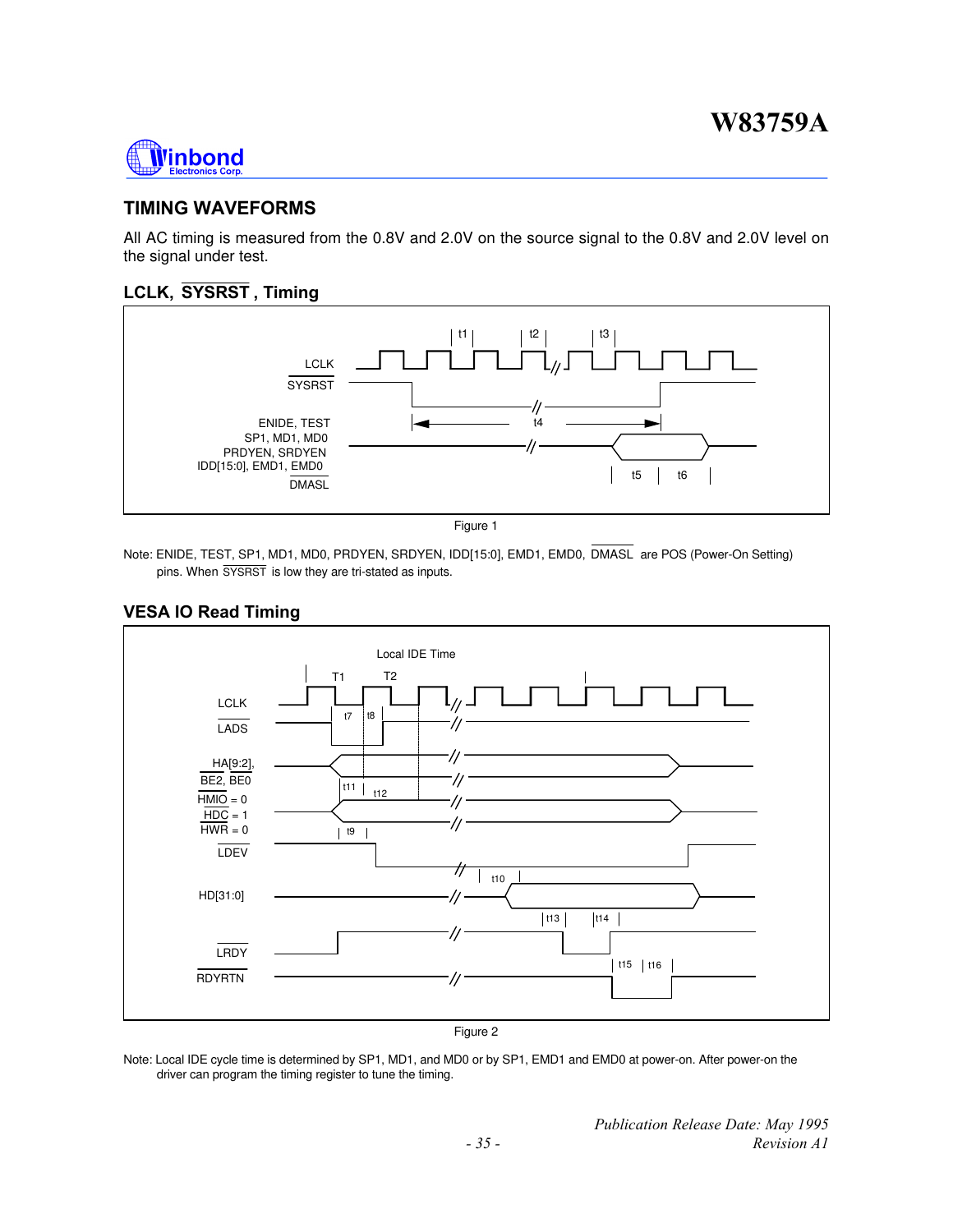## TIMING WAVEFORMS

All AC timing is measured from the 0.8V and 2.0V on the source signal to the 0.8V and 2.0V level on the signal under test.

### LCLK, SYSRST, Timing

Figure 1

Note: ENIDE, TEST, SP1, MD1, MD0, PRDYEN, SRDYEN, IDD[15:0], EMD1, EMD0, DMASL are POS (Power-On Setting) pins. When SYSRST is low they are tri-stated as inputs.

### VESA IO Read Timing

Figure 2

Note: Local IDE cycle time is determined by SP1, MD1, and MD0 or by SP1, EMD1 and EMD0 at power-on. After power-on the driver can program the timing register to tune the timing.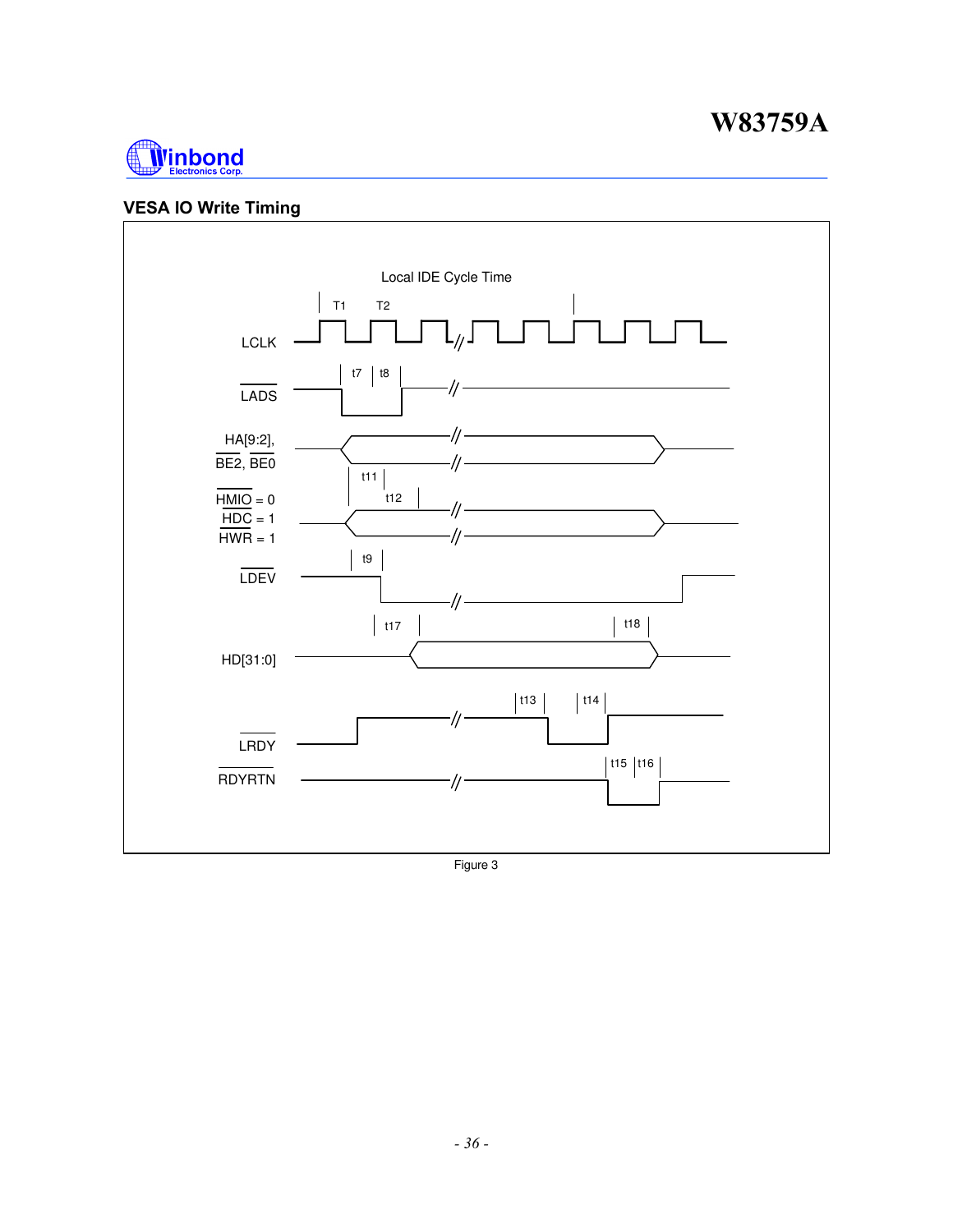## VESA IO Write Timing

Local IDE Cycle Time

T1 T2

LCLK

$\overline{\text{LADS}}$

t7 t8

HA[9:2], $\overline{\text{BE2}}$, $\overline{\text{BE0}}$

t11

t12

$\overline{\text{HMIO}}$ = 0
$\overline{\text{HDC}}$ = 1
$\overline{\text{HWR}}$ = 1

t9

$\overline{\text{LDEV}}$

t17 t18

HD[31:0]

t13 t14

$\overline{\text{LRDY}}$

t15 t16

$\overline{\text{RDYRTN}}$

Figure 3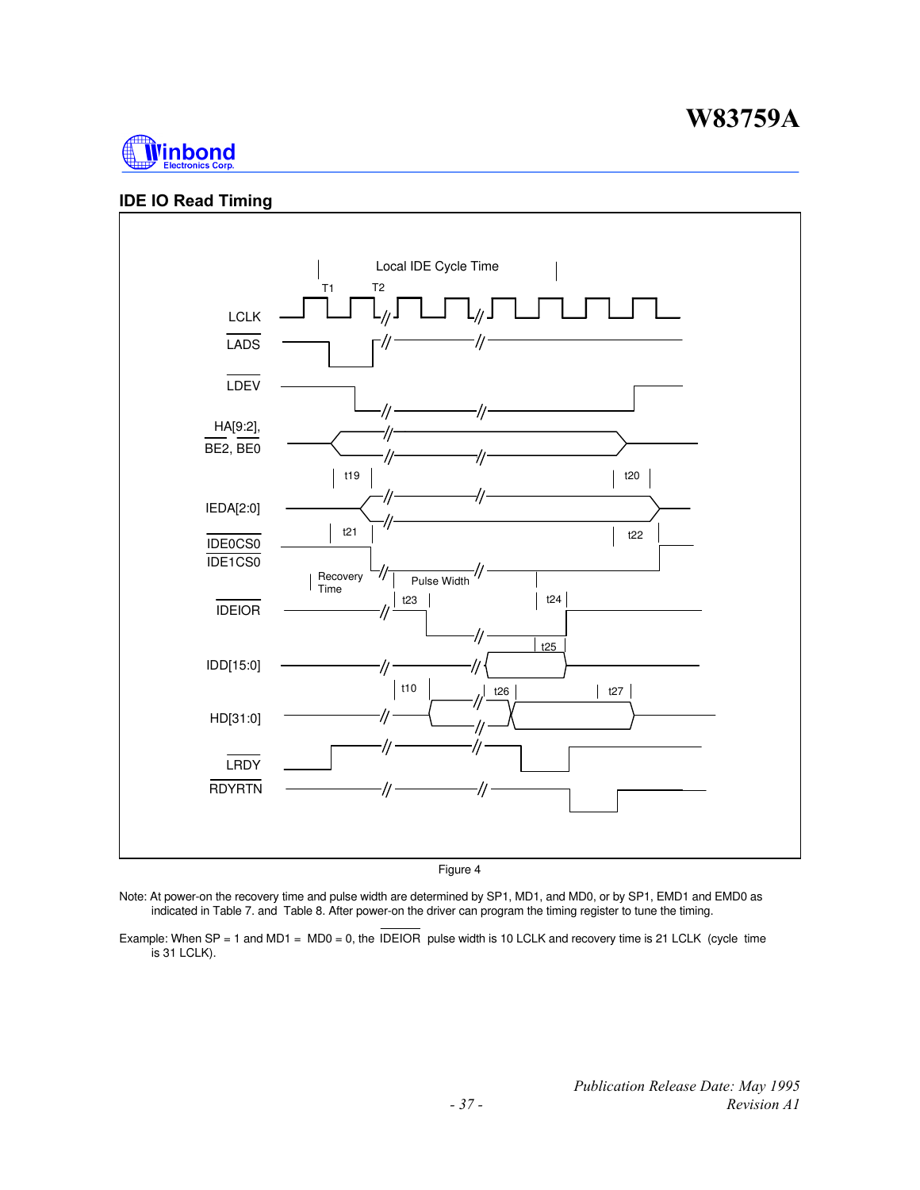## IDE IO Read Timing

Figure 4

Note: At power-on the recovery time and pulse width are determined by SP1, MD1, and MD0, or by SP1, EMD1 and EMD0 as indicated in Table 7. and Table 8. After power-on the driver can program the timing register to tune the timing.

Example: When SP = 1 and MD1 = MD0 = 0, the IDEIOR pulse width is 10 LCLK and recovery time is 21 LCLK (cycle time is 31 LCLK).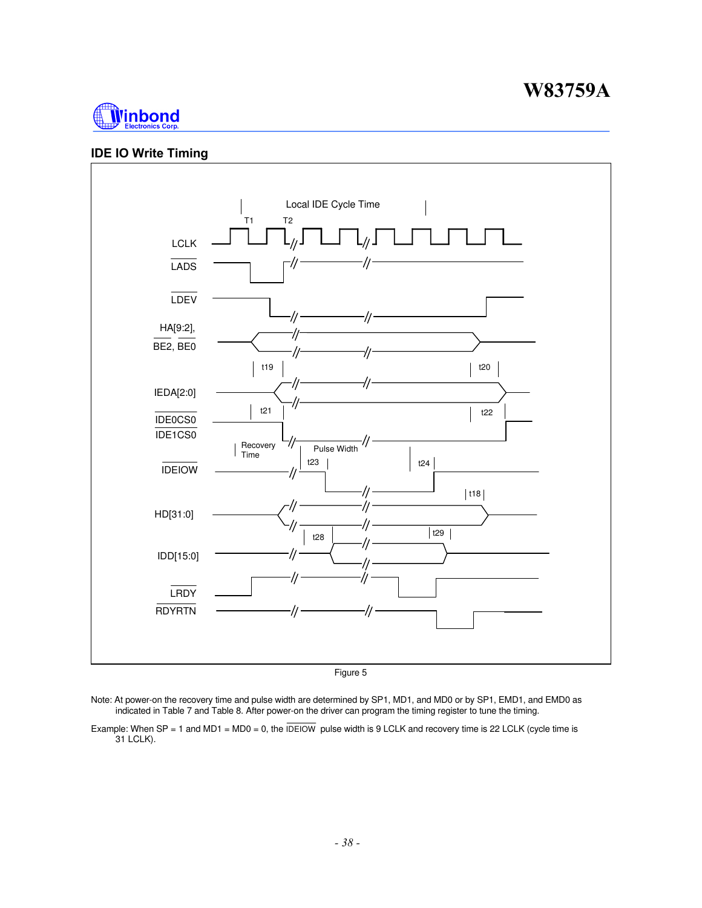## IDE IO Write Timing

Figure 5

Note: At power-on the recovery time and pulse width are determined by SP1, MD1, and MD0 or by SP1, EMD1, and EMD0 as indicated in Table 7 and Table 8. After power-on the driver can program the timing register to tune the timing.

Example: When SP = 1 and MD1 = MD0 = 0, the IDEIOW pulse width is 9 LCLK and recovery time is 22 LCLK (cycle time is 31 LCLK).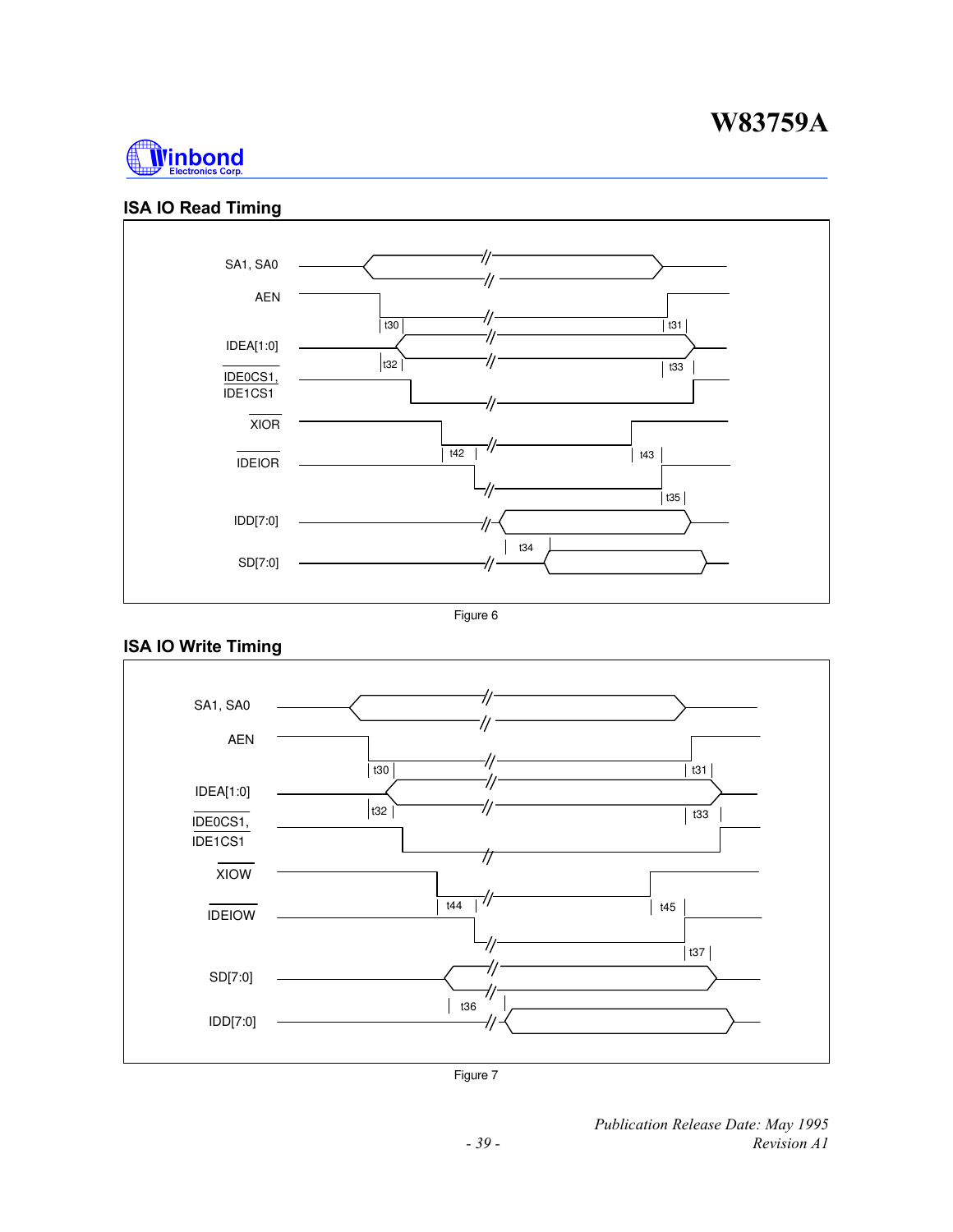## ISA IO Read Timing

SA1, SA0

AEN

t30 t31

IDEA[1:0]

t32 t33

IDE0CS1, IDE1CS1

XIOR

t42 t43

IDEIOR

t35

IDD[7:0]

t34

SD[7:0]

Figure 6

## ISA IO Write Timing

SA1, SA0

AEN

t30 t31

IDEA[1:0]

t32 t33

IDE0CS1, IDE1CS1

XIOW

t44 t45

IDEIOW

t37

SD[7:0]

t36

IDD[7:0]

Figure 7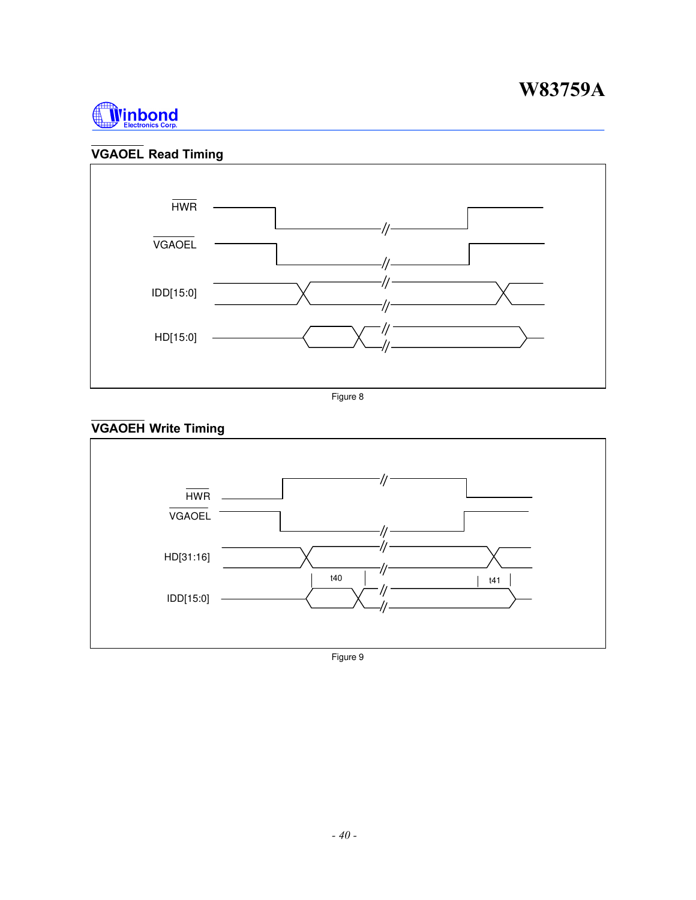## $\overline{\text{VGAOEL}}$ Read Timing

Figure 8

## $\overline{\text{VGAOEH}}$ Write Timing

Figure 9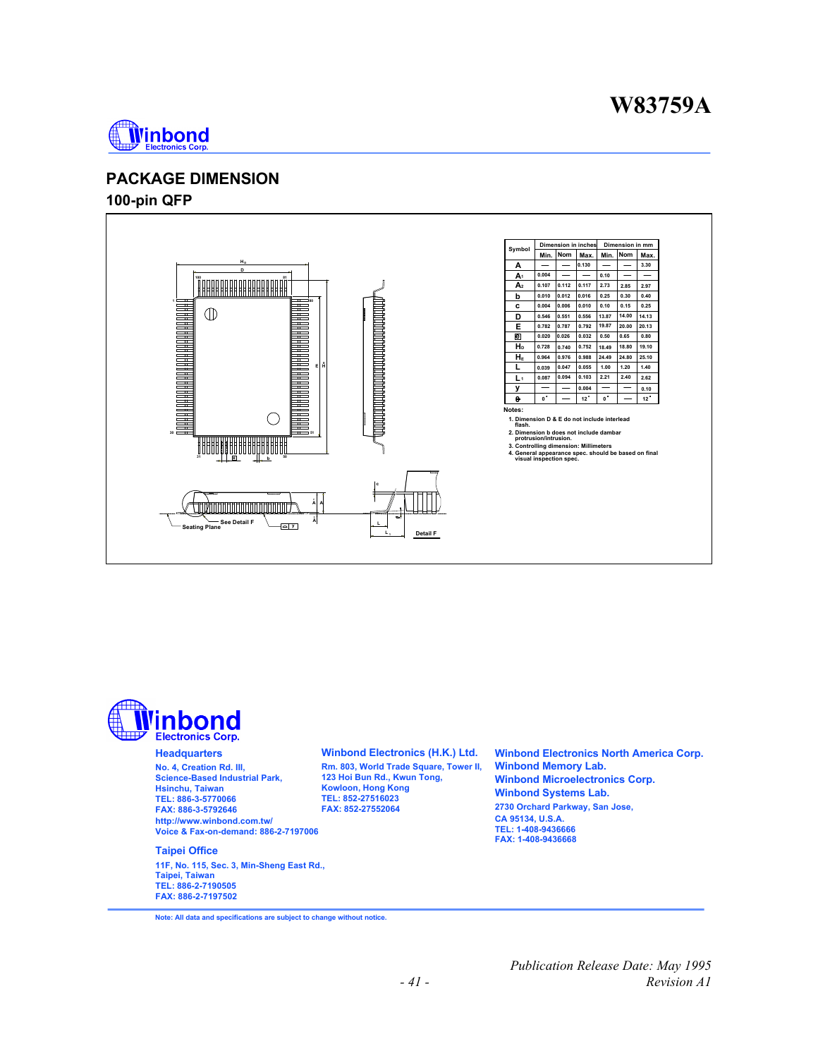## PACKAGE DIMENSION

### 100-pin QFP

| Symbol | Dimension in inches | | | Dimension in mm | | |
|---|---|---|---|---|---|---|
| | Min. | Nom | Max. | Min. | Nom | Max. |
| A | — | — | 0.130 | — | — | 3.30 |
| $A_1$ | 0.004 | — | — | 0.10 | — | — |
| $A_2$ | 0.107 | 0.112 | 0.117 | 2.73 | 2.85 | 2.97 |
| b | 0.010 | 0.012 | 0.016 | 0.25 | 0.30 | 0.40 |
| c | 0.004 | 0.006 | 0.010 | 0.10 | 0.15 | 0.25 |
| D | 0.546 | 0.551 | 0.556 | 13.87 | 14.00 | 14.13 |
| E | 0.782 | 0.787 | 0.792 | 19.87 | 20.00 | 20.13 |
| e | 0.020 | 0.026 | 0.032 | 0.50 | 0.65 | 0.80 |
| $H_D$ | 0.728 | 0.740 | 0.752 | 18.49 | 18.80 | 19.10 |
| $H_E$ | 0.964 | 0.976 | 0.988 | 24.49 | 24.80 | 25.10 |
| L | 0.039 | 0.047 | 0.055 | 1.00 | 1.20 | 1.40 |
| $L_1$ | 0.087 | 0.094 | 0.103 | 2.21 | 2.40 | 2.62 |
| y | — | — | 0.004 | — | — | 0.10 |
| θ | 0° | — | 12° | 0° | — | 12° |

Notes:

1. Dimension D & E do not include interlead flash.
2. Dimension b does not include dambar protrusion/intrusion.
3. Controlling dimension: Millimeters
4. General appearance spec. should be based on final visual inspection spec.

$H_D$
D
100
81
1
80
E
$H_E$
30
51
31
e
b
50
Seating Plane
See Detail F
y
$A_2$
A
$A_1$
c
L
$L_1$
θ
Detail F

**Winbond Electronics Corp.**

**Headquarters**
No. 4, Creation Rd. III,
Science-Based Industrial Park,
Hsinchu, Taiwan
TEL: 886-3-5770066
FAX: 886-3-5792646
http://www.winbond.com.tw/
Voice & Fax-on-demand: 886-2-7197006

**Taipei Office**
11F, No. 115, Sec. 3, Min-Sheng East Rd.,
Taipei, Taiwan
TEL: 886-2-7190505
FAX: 886-2-7197502

**Winbond Electronics (H.K.) Ltd.**
Rm. 803, World Trade Square, Tower II,
123 Hoi Bun Rd., Kwun Tong,
Kowloon, Hong Kong
TEL: 852-27516023
FAX: 852-27552064

**Winbond Electronics North America Corp.**
**Winbond Memory Lab.**
**Winbond Microelectronics Corp.**
**Winbond Systems Lab.**
2730 Orchard Parkway, San Jose,
CA 95134, U.S.A.
TEL: 1-408-9436666
FAX: 1-408-9436668

Note: All data and specifications are subject to change without notice.

*Publication Release Date: May 1995*
*Revision A1*